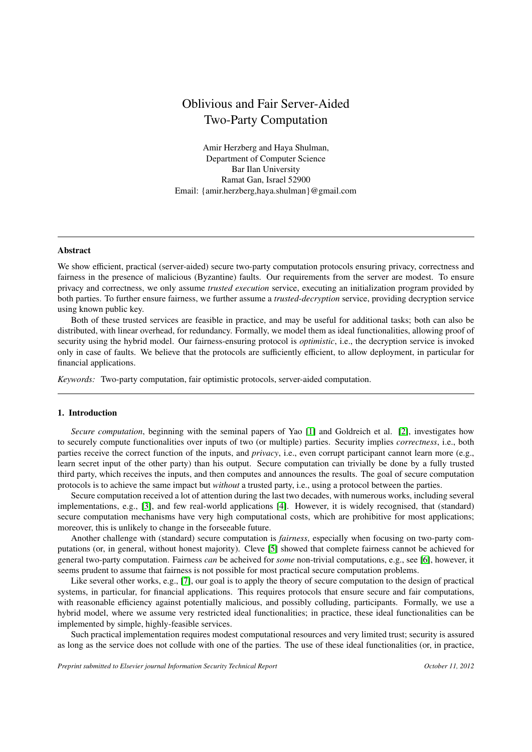# Oblivious and Fair Server-Aided Two-Party Computation

Amir Herzberg and Haya Shulman,
Department of Computer Science
Bar Ilan University
Ramat Gan, Israel 52900
Email: {amir.herzberg,haya.shulman}@gmail.com

---

### Abstract

We show efficient, practical (server-aided) secure two-party computation protocols ensuring privacy, correctness and fairness in the presence of malicious (Byzantine) faults. Our requirements from the server are modest. To ensure privacy and correctness, we only assume *trusted execution* service, executing an initialization program provided by both parties. To further ensure fairness, we further assume a *trusted-decryption* service, providing decryption service using known public key.

Both of these trusted services are feasible in practice, and may be useful for additional tasks; both can also be distributed, with linear overhead, for redundancy. Formally, we model them as ideal functionalities, allowing proof of security using the hybrid model. Our fairness-ensuring protocol is *optimistic*, i.e., the decryption service is invoked only in case of faults. We believe that the protocols are sufficiently efficient, to allow deployment, in particular for financial applications.

*Keywords:* Two-party computation, fair optimistic protocols, server-aided computation.

---

### 1. Introduction

*Secure computation*, beginning with the seminal papers of Yao [1] and Goldreich et al. [2], investigates how to securely compute functionalities over inputs of two (or multiple) parties. Security implies *correctness*, i.e., both parties receive the correct function of the inputs, and *privacy*, i.e., even corrupt participant cannot learn more (e.g., learn secret input of the other party) than his output. Secure computation can trivially be done by a fully trusted third party, which receives the inputs, and then computes and announces the results. The goal of secure computation protocols is to achieve the same impact but *without* a trusted party, i.e., using a protocol between the parties.

Secure computation received a lot of attention during the last two decades, with numerous works, including several implementations, e.g., [3], and few real-world applications [4]. However, it is widely recognised, that (standard) secure computation mechanisms have very high computational costs, which are prohibitive for most applications; moreover, this is unlikely to change in the forseeable future.

Another challenge with (standard) secure computation is *fairness*, especially when focusing on two-party computations (or, in general, without honest majority). Cleve [5] showed that complete fairness cannot be achieved for general two-party computation. Fairness *can* be acheived for *some* non-trivial computations, e.g., see [6], however, it seems prudent to assume that fairness is not possible for most practical secure computation problems.

Like several other works, e.g., [7], our goal is to apply the theory of secure computation to the design of practical systems, in particular, for financial applications. This requires protocols that ensure secure and fair computations, with reasonable efficiency against potentially malicious, and possibly colluding, participants. Formally, we use a hybrid model, where we assume very restricted ideal functionalities; in practice, these ideal functionalities can be implemented by simple, highly-feasible services.

Such practical implementation requires modest computational resources and very limited trust; security is assured as long as the service does not collude with one of the parties. The use of these ideal functionalities (or, in practice,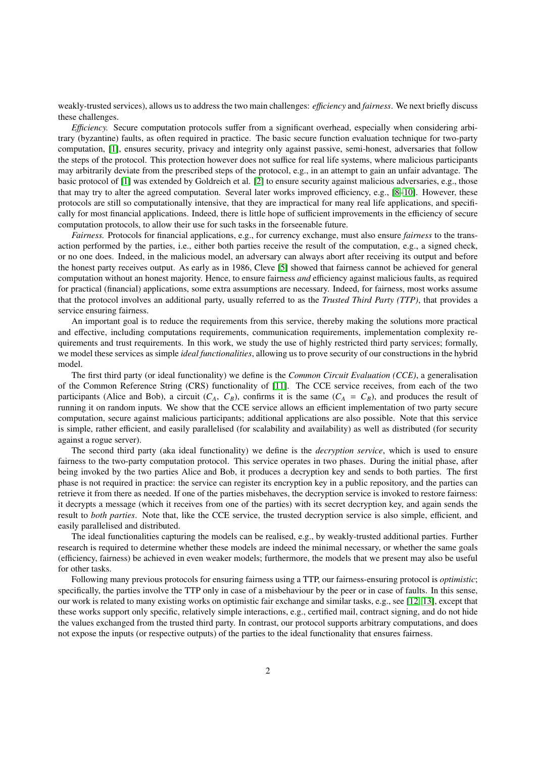weakly-trusted services), allows us to address the two main challenges: *efficiency* and *fairness*. We next briefly discuss these challenges.

*Efficiency.* Secure computation protocols suffer from a significant overhead, especially when considering arbitrary (byzantine) faults, as often required in practice. The basic secure function evaluation technique for two-party computation, [1], ensures security, privacy and integrity only against passive, semi-honest, adversaries that follow the steps of the protocol. This protection however does not suffice for real life systems, where malicious participants may arbitrarily deviate from the prescribed steps of the protocol, e.g., in an attempt to gain an unfair advantage. The basic protocol of [1] was extended by Goldreich et al. [2] to ensure security against malicious adversaries, e.g., those that may try to alter the agreed computation. Several later works improved efficiency, e.g., [8–10]. However, these protocols are still so computationally intensive, that they are impractical for many real life applications, and specifically for most financial applications. Indeed, there is little hope of sufficient improvements in the efficiency of secure computation protocols, to allow their use for such tasks in the forseenable future.

*Fairness.* Protocols for financial applications, e.g., for currency exchange, must also ensure *fairness* to the transaction performed by the parties, i.e., either both parties receive the result of the computation, e.g., a signed check, or no one does. Indeed, in the malicious model, an adversary can always abort after receiving its output and before the honest party receives output. As early as in 1986, Cleve [5] showed that fairness cannot be achieved for general computation without an honest majority. Hence, to ensure fairness *and* efficiency against malicious faults, as required for practical (financial) applications, some extra assumptions are necessary. Indeed, for fairness, most works assume that the protocol involves an additional party, usually referred to as the *Trusted Third Party (TTP)*, that provides a service ensuring fairness.

An important goal is to reduce the requirements from this service, thereby making the solutions more practical and effective, including computations requirements, communication requirements, implementation complexity requirements and trust requirements. In this work, we study the use of highly restricted third party services; formally, we model these services as simple *ideal functionalities*, allowing us to prove security of our constructions in the hybrid model.

The first third party (or ideal functionality) we define is the *Common Circuit Evaluation (CCE)*, a generalisation of the Common Reference String (CRS) functionality of [11]. The CCE service receives, from each of the two participants (Alice and Bob), a circuit ($C_A$, $C_B$), confirms it is the same ($C_A = C_B$), and produces the result of running it on random inputs. We show that the CCE service allows an efficient implementation of two party secure computation, secure against malicious participants; additional applications are also possible. Note that this service is simple, rather efficient, and easily parallelised (for scalability and availability) as well as distributed (for security against a rogue server).

The second third party (aka ideal functionality) we define is the *decryption service*, which is used to ensure fairness to the two-party computation protocol. This service operates in two phases. During the initial phase, after being invoked by the two parties Alice and Bob, it produces a decryption key and sends to both parties. The first phase is not required in practice: the service can register its encryption key in a public repository, and the parties can retrieve it from there as needed. If one of the parties misbehaves, the decryption service is invoked to restore fairness: it decrypts a message (which it receives from one of the parties) with its secret decryption key, and again sends the result to *both parties*. Note that, like the CCE service, the trusted decryption service is also simple, efficient, and easily parallelised and distributed.

The ideal functionalities capturing the models can be realised, e.g., by weakly-trusted additional parties. Further research is required to determine whether these models are indeed the minimal necessary, or whether the same goals (efficiency, fairness) be achieved in even weaker models; furthermore, the models that we present may also be useful for other tasks.

Following many previous protocols for ensuring fairness using a TTP, our fairness-ensuring protocol is *optimistic*; specifically, the parties involve the TTP only in case of a misbehaviour by the peer or in case of faults. In this sense, our work is related to many existing works on optimistic fair exchange and similar tasks, e.g., see [12, 13], except that these works support only specific, relatively simple interactions, e.g., certified mail, contract signing, and do not hide the values exchanged from the trusted third party. In contrast, our protocol supports arbitrary computations, and does not expose the inputs (or respective outputs) of the parties to the ideal functionality that ensures fairness.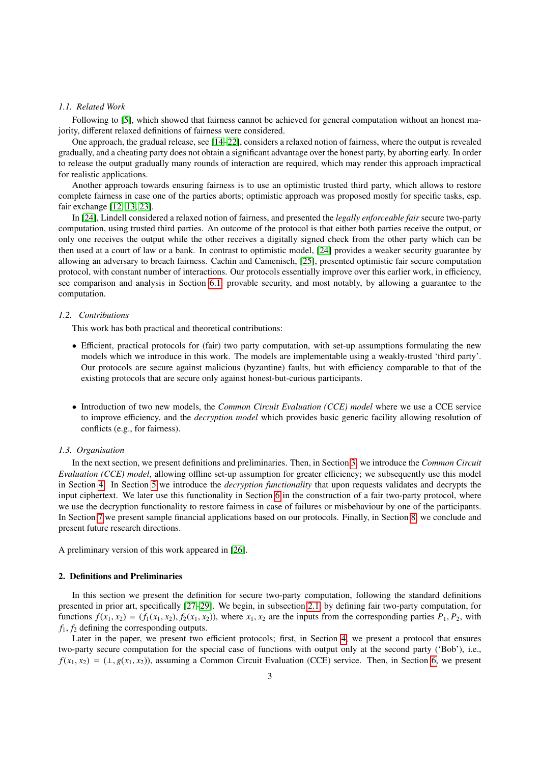### 1.1. Related Work

Following to [5], which showed that fairness cannot be achieved for general computation without an honest majority, different relaxed definitions of fairness were considered.

One approach, the gradual release, see [14–22], considers a relaxed notion of fairness, where the output is revealed gradually, and a cheating party does not obtain a significant advantage over the honest party, by aborting early. In order to release the output gradually many rounds of interaction are required, which may render this approach impractical for realistic applications.

Another approach towards ensuring fairness is to use an optimistic trusted third party, which allows to restore complete fairness in case one of the parties aborts; optimistic approach was proposed mostly for specific tasks, esp. fair exchange [12, 13, 23].

In [24], Lindell considered a relaxed notion of fairness, and presented the *legally enforceable fair* secure two-party computation, using trusted third parties. An outcome of the protocol is that either both parties receive the output, or only one receives the output while the other receives a digitally signed check from the other party which can be then used at a court of law or a bank. In contrast to optimistic model, [24] provides a weaker security guarantee by allowing an adversary to breach fairness. Cachin and Camenisch, [25], presented optimistic fair secure computation protocol, with constant number of interactions. Our protocols essentially improve over this earlier work, in efficiency, see comparison and analysis in Section 6.1, provable security, and most notably, by allowing a guarantee to the computation.

### 1.2. Contributions

This work has both practical and theoretical contributions:

- Efficient, practical protocols for (fair) two party computation, with set-up assumptions formulating the new models which we introduce in this work. The models are implementable using a weakly-trusted 'third party'. Our protocols are secure against malicious (byzantine) faults, but with efficiency comparable to that of the existing protocols that are secure only against honest-but-curious participants.

- Introduction of two new models, the *Common Circuit Evaluation (CCE) model* where we use a CCE service to improve efficiency, and the *decryption model* which provides basic generic facility allowing resolution of conflicts (e.g., for fairness).

### 1.3. Organisation

In the next section, we present definitions and preliminaries. Then, in Section 3, we introduce the *Common Circuit Evaluation (CCE) model*, allowing offline set-up assumption for greater efficiency; we subsequently use this model in Section 4. In Section 5 we introduce the *decryption functionality* that upon requests validates and decrypts the input ciphertext. We later use this functionality in Section 6 in the construction of a fair two-party protocol, where we use the decryption functionality to restore fairness in case of failures or misbehaviour by one of the participants. In Section 7 we present sample financial applications based on our protocols. Finally, in Section 8, we conclude and present future research directions.

A preliminary version of this work appeared in [26].

## 2. Definitions and Preliminaries

In this section we present the definition for secure two-party computation, following the standard definitions presented in prior art, specifically [27–29]. We begin, in subsection 2.1, by defining fair two-party computation, for functions $f(x_1, x_2) = (f_1(x_1, x_2), f_2(x_1, x_2))$, where $x_1, x_2$ are the inputs from the corresponding parties $P_1, P_2$, with $f_1, f_2$ defining the corresponding outputs.

Later in the paper, we present two efficient protocols; first, in Section 4, we present a protocol that ensures two-party secure computation for the special case of functions with output only at the second party ('Bob'), i.e., $f(x_1, x_2) = (\perp, g(x_1, x_2))$, assuming a Common Circuit Evaluation (CCE) service. Then, in Section 6, we present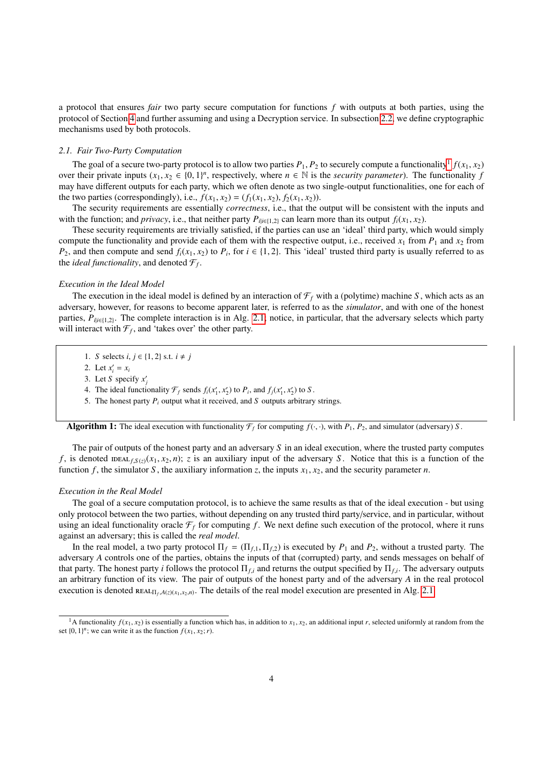a protocol that ensures *fair* two party secure computation for functions $f$ with outputs at both parties, using the protocol of Section 4 and further assuming and using a Decryption service. In subsection 2.2, we define cryptographic mechanisms used by both protocols.

### 2.1. Fair Two-Party Computation

The goal of a secure two-party protocol is to allow two parties $P_1, P_2$ to securely compute a functionality[1] $f(x_1, x_2)$ over their private inputs $(x_1, x_2 \in \{0,1\}^n$, respectively, where $n \in \mathbb{N}$ is the *security parameter*). The functionality $f$ may have different outputs for each party, which we often denote as two single-output functionalities, one for each of the two parties (correspondingly), i.e., $f(x_1, x_2) = (f_1(x_1, x_2), f_2(x_1, x_2))$.

The security requirements are essentially *correctness*, i.e., that the output will be consistent with the inputs and with the function; and *privacy*, i.e., that neither party $P_{i|i \in \{1,2\}}$ can learn more than its output $f_i(x_1, x_2)$.

These security requirements are trivially satisfied, if the parties can use an 'ideal' third party, which would simply compute the functionality and provide each of them with the respective output, i.e., received $x_1$ from $P_1$ and $x_2$ from $P_2$, and then compute and send $f_i(x_1, x_2)$ to $P_i$, for $i \in \{1,2\}$. This 'ideal' trusted third party is usually referred to as the *ideal functionality*, and denoted $\mathcal{F}_f$.

*Execution in the Ideal Model*

The execution in the ideal model is defined by an interaction of $\mathcal{F}_f$ with a (polytime) machine $S$, which acts as an adversary, however, for reasons to become apparent later, is referred to as the *simulator*, and with one of the honest parties, $P_{i|i \in \{1,2\}}$. The complete interaction is in Alg. 2.1; notice, in particular, that the adversary selects which party will interact with $\mathcal{F}_f$, and 'takes over' the other party.

1. $S$ selects $i, j \in \{1,2\}$ s.t. $i \neq j$
2. Let $x'_i = x_i$
3. Let $S$ specify $x'_j$
4. The ideal functionality $\mathcal{F}_f$ sends $f_i(x'_1, x'_2)$ to $P_i$, and $f_j(x'_1, x'_2)$ to $S$.
5. The honest party $P_i$ output what it received, and $S$ outputs arbitrary strings.

**Algorithm 1:** The ideal execution with functionality $\mathcal{F}_f$ for computing $f(\cdot,\cdot)$, with $P_1$, $P_2$, and simulator (adversary) $S$.

The pair of outputs of the honest party and an adversary $S$ in an ideal execution, where the trusted party computes $f$, is denoted $\textsc{ideal}_{f,S(z)}(x_1, x_2, n)$; $z$ is an auxiliary input of the adversary $S$. Notice that this is a function of the function $f$, the simulator $S$, the auxiliary information $z$, the inputs $x_1, x_2$, and the security parameter $n$.

*Execution in the Real Model*

The goal of a secure computation protocol, is to achieve the same results as that of the ideal execution - but using only protocol between the two parties, without depending on any trusted third party/service, and in particular, without using an ideal functionality oracle $\mathcal{F}_f$ for computing $f$. We next define such execution of the protocol, where it runs against an adversary; this is called the *real model*.

In the real model, a two party protocol $\Pi_f = (\Pi_{f,1}, \Pi_{f,2})$ is executed by $P_1$ and $P_2$, without a trusted party. The adversary $A$ controls one of the parties, obtains the inputs of that (corrupted) party, and sends messages on behalf of that party. The honest party $i$ follows the protocol $\Pi_{f,i}$ and returns the output specified by $\Pi_{f,i}$. The adversary outputs an arbitrary function of its view. The pair of outputs of the honest party and of the adversary $A$ in the real protocol execution is denoted $\textsc{real}_{\Pi_f, A(z)(x_1,x_2,n)}$. The details of the real model execution are presented in Alg. 2.1.

[1] A functionality $f(x_1, x_2)$ is essentially a function which has, in addition to $x_1, x_2$, an additional input $r$, selected uniformly at random from the set $\{0,1\}^n$; we can write it as the function $f(x_1, x_2; r)$.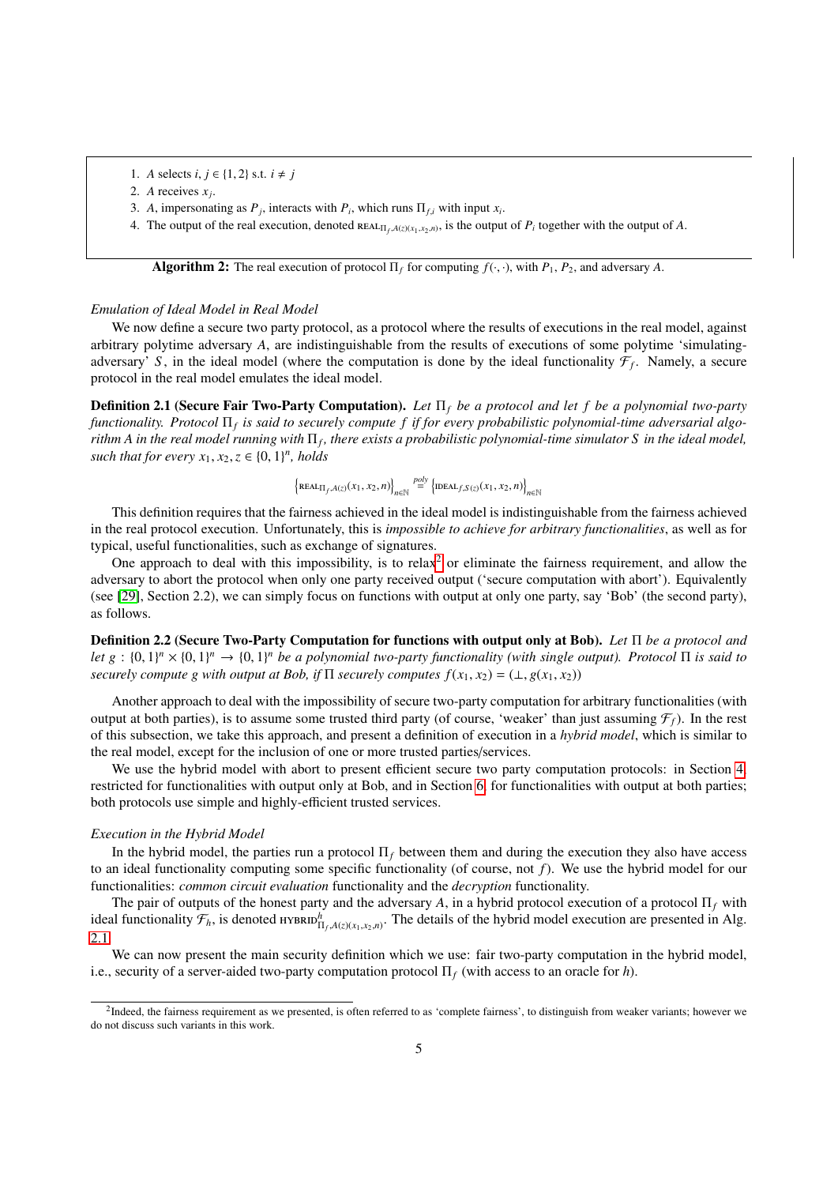1. $A$ selects $i, j \in \{1, 2\}$ s.t. $i \neq j$
2. $A$ receives $x_j$.
3. $A$, impersonating as $P_j$, interacts with $P_i$, which runs $\Pi_{f,i}$ with input $x_i$.
4. The output of the real execution, denoted $\text{REAL}_{\Pi_f, A(z)(x_1, x_2, n)}$, is the output of $P_i$ together with the output of $A$.

**Algorithm 2:** The real execution of protocol $\Pi_f$ for computing $f(\cdot, \cdot)$, with $P_1$, $P_2$, and adversary $A$.

*Emulation of Ideal Model in Real Model*

We now define a secure two party protocol, as a protocol where the results of executions in the real model, against arbitrary polytime adversary $A$, are indistinguishable from the results of executions of some polytime 'simulating-adversary' $S$, in the ideal model (where the computation is done by the ideal functionality $\mathcal{F}_f$. Namely, a secure protocol in the real model emulates the ideal model.

**Definition 2.1 (Secure Fair Two-Party Computation).** *Let $\Pi_f$ be a protocol and let $f$ be a polynomial two-party functionality. Protocol $\Pi_f$ is said to securely compute $f$ if for every probabilistic polynomial-time adversarial algorithm $A$ in the real model running with $\Pi_f$, there exists a probabilistic polynomial-time simulator $S$ in the ideal model, such that for every $x_1, x_2, z \in \{0, 1\}^n$, holds*

$$\left\{\text{REAL}_{\Pi_f, A(z)}(x_1, x_2, n)\right\}_{n \in \mathbb{N}} \stackrel{poly}{=} \left\{\text{IDEAL}_{f, S(z)}(x_1, x_2, n)\right\}_{n \in \mathbb{N}}$$

This definition requires that the fairness achieved in the ideal model is indistinguishable from the fairness achieved in the real protocol execution. Unfortunately, this is *impossible to achieve for arbitrary functionalities*, as well as for typical, useful functionalities, such as exchange of signatures.

One approach to deal with this impossibility, is to relax[2] or eliminate the fairness requirement, and allow the adversary to abort the protocol when only one party received output ('secure computation with abort'). Equivalently (see [29], Section 2.2), we can simply focus on functions with output at only one party, say 'Bob' (the second party), as follows.

**Definition 2.2 (Secure Two-Party Computation for functions with output only at Bob).** *Let $\Pi$ be a protocol and let $g : \{0, 1\}^n \times \{0, 1\}^n \rightarrow \{0, 1\}^n$ be a polynomial two-party functionality (with single output). Protocol $\Pi$ is said to securely compute $g$ with output at Bob, if $\Pi$ securely computes $f(x_1, x_2) = (\perp, g(x_1, x_2))$*

Another approach to deal with the impossibility of secure two-party computation for arbitrary functionalities (with output at both parties), is to assume some trusted third party (of course, 'weaker' than just assuming $\mathcal{F}_f$). In the rest of this subsection, we take this approach, and present a definition of execution in a *hybrid model*, which is similar to the real model, except for the inclusion of one or more trusted parties/services.

We use the hybrid model with abort to present efficient secure two party computation protocols: in Section 4, restricted for functionalities with output only at Bob, and in Section 6, for functionalities with output at both parties; both protocols use simple and highly-efficient trusted services.

*Execution in the Hybrid Model*

In the hybrid model, the parties run a protocol $\Pi_f$ between them and during the execution they also have access to an ideal functionality computing some specific functionality (of course, not $f$). We use the hybrid model for our functionalities: *common circuit evaluation* functionality and the *decryption* functionality.

The pair of outputs of the honest party and the adversary $A$, in a hybrid protocol execution of a protocol $\Pi_f$ with ideal functionality $\mathcal{F}_h$, is denoted $\text{HYBRID}^h_{\Pi_f, A(z)(x_1, x_2, n)}$. The details of the hybrid model execution are presented in Alg. 2.1.

We can now present the main security definition which we use: fair two-party computation in the hybrid model, i.e., security of a server-aided two-party computation protocol $\Pi_f$ (with access to an oracle for $h$).

[2] Indeed, the fairness requirement as we presented, is often referred to as 'complete fairness', to distinguish from weaker variants; however we do not discuss such variants in this work.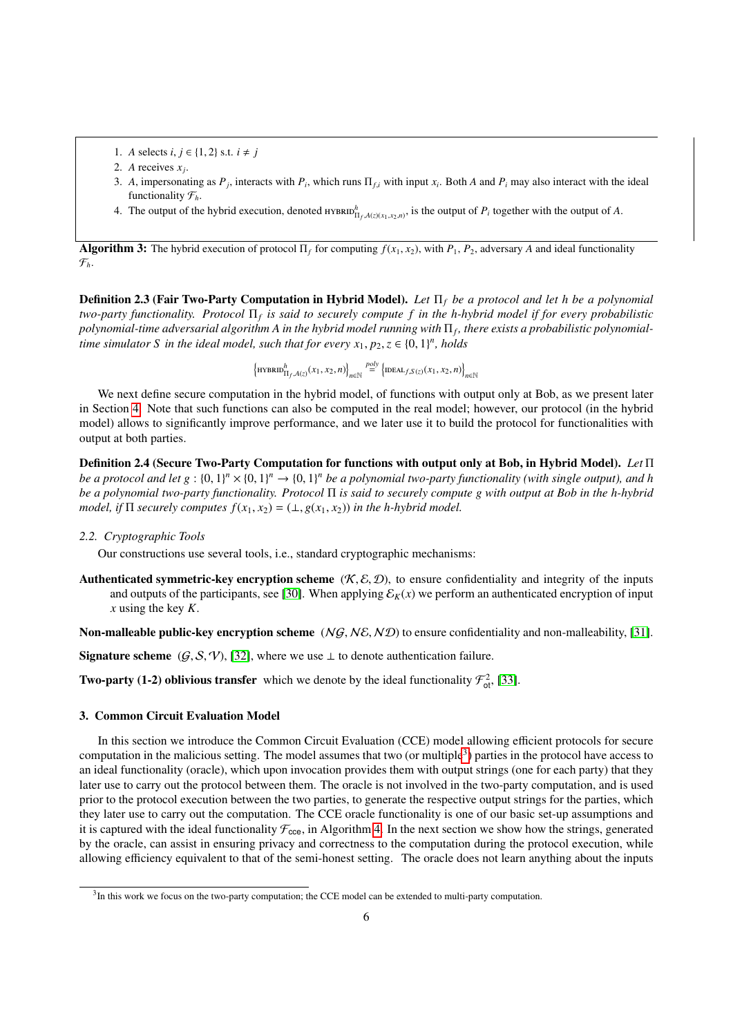1. $A$ selects $i, j \in \{1, 2\}$ s.t. $i \neq j$
2. $A$ receives $x_j$.
3. $A$, impersonating as $P_j$, interacts with $P_i$, which runs $\Pi_{f,i}$ with input $x_i$. Both $A$ and $P_i$ may also interact with the ideal functionality $\mathcal{F}_h$.
4. The output of the hybrid execution, denoted $\text{HYBRID}^h_{\Pi_f, A(z)(x_1, x_2, n)}$, is the output of $P_i$ together with the output of $A$.

**Algorithm 3:** The hybrid execution of protocol $\Pi_f$ for computing $f(x_1, x_2)$, with $P_1$, $P_2$, adversary $A$ and ideal functionality $\mathcal{F}_h$.

**Definition 2.3 (Fair Two-Party Computation in Hybrid Model).** *Let $\Pi_f$ be a protocol and let $h$ be a polynomial two-party functionality. Protocol $\Pi_f$ is said to securely compute $f$ in the $h$-hybrid model if for every probabilistic polynomial-time adversarial algorithm $A$ in the hybrid model running with $\Pi_f$, there exists a probabilistic polynomial-time simulator $S$ in the ideal model, such that for every $x_1, p_2, z \in \{0, 1\}^n$, holds*

$$\left\{\text{HYBRID}^h_{\Pi_f, A(z)}(x_1, x_2, n)\right\}_{n\in\mathbb{N}} \stackrel{poly}{=} \left\{\text{IDEAL}_{f, S(z)}(x_1, x_2, n)\right\}_{n\in\mathbb{N}}$$

We next define secure computation in the hybrid model, of functions with output only at Bob, as we present later in Section 4. Note that such functions can also be computed in the real model; however, our protocol (in the hybrid model) allows to significantly improve performance, and we later use it to build the protocol for functionalities with output at both parties.

**Definition 2.4 (Secure Two-Party Computation for functions with output only at Bob, in Hybrid Model).** *Let $\Pi$ be a protocol and let $g : \{0, 1\}^n \times \{0, 1\}^n \to \{0, 1\}^n$ be a polynomial two-party functionality (with single output), and $h$ be a polynomial two-party functionality. Protocol $\Pi$ is said to securely compute $g$ with output at Bob in the $h$-hybrid model, if $\Pi$ securely computes $f(x_1, x_2) = (\perp, g(x_1, x_2))$ in the $h$-hybrid model.*

### 2.2. Cryptographic Tools

Our constructions use several tools, i.e., standard cryptographic mechanisms:

**Authenticated symmetric-key encryption scheme** $(\mathcal{K}, \mathcal{E}, \mathcal{D})$, to ensure confidentiality and integrity of the inputs and outputs of the participants, see [30]. When applying $\mathcal{E}_K(x)$ we perform an authenticated encryption of input $x$ using the key $K$.

**Non-malleable public-key encryption scheme** $(\mathcal{NG}, \mathcal{NE}, \mathcal{ND})$ to ensure confidentiality and non-malleability, [31].

**Signature scheme** $(\mathcal{G}, \mathcal{S}, \mathcal{V})$, [32], where we use $\perp$ to denote authentication failure.

**Two-party (1-2) oblivious transfer** which we denote by the ideal functionality $\mathcal{F}^2_{\text{ot}}$, [33].

## 3. Common Circuit Evaluation Model

In this section we introduce the Common Circuit Evaluation (CCE) model allowing efficient protocols for secure computation in the malicious setting. The model assumes that two (or multiple[3]) parties in the protocol have access to an ideal functionality (oracle), which upon invocation provides them with output strings (one for each party) that they later use to carry out the protocol between them. The oracle is not involved in the two-party computation, and is used prior to the protocol execution between the two parties, to generate the respective output strings for the parties, which they later use to carry out the computation. The CCE oracle functionality is one of our basic set-up assumptions and it is captured with the ideal functionality $\mathcal{F}_{\text{cce}}$, in Algorithm 4. In the next section we show how the strings, generated by the oracle, can assist in ensuring privacy and correctness to the computation during the protocol execution, while allowing efficiency equivalent to that of the semi-honest setting. The oracle does not learn anything about the inputs

[3] In this work we focus on the two-party computation; the CCE model can be extended to multi-party computation.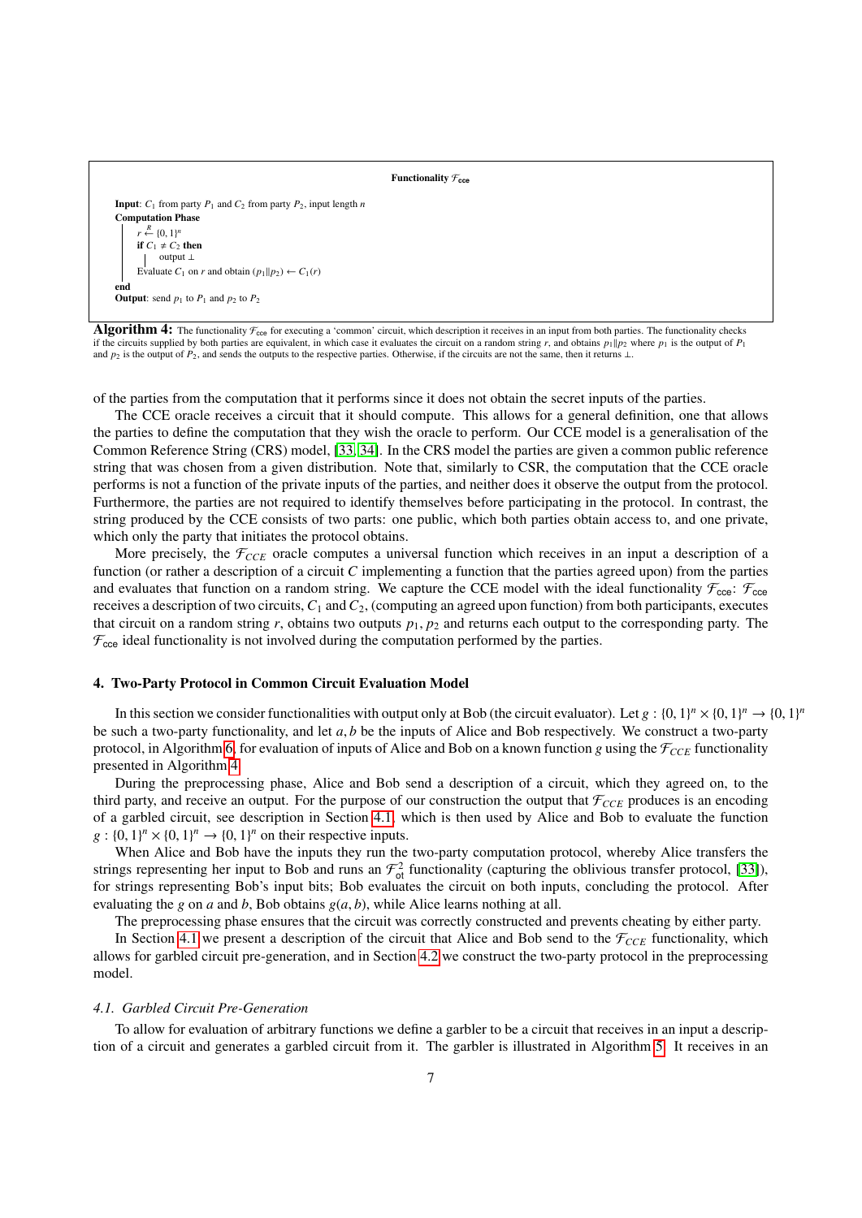```
Functionality F_cce

Input: C_1 from party P_1 and C_2 from party P_2, input length n
Computation Phase
    r ←R {0,1}^n
    if C_1 ≠ C_2 then
        output ⊥
    Evaluate C_1 on r and obtain (p_1 || p_2) ← C_1(r)
end
Output: send p_1 to P_1 and p_2 to P_2
```

**Algorithm 4:** The functionality $\mathcal{F}_{\mathsf{cce}}$ for executing a 'common' circuit, which description it receives in an input from both parties. The functionality checks if the circuits supplied by both parties are equivalent, in which case it evaluates the circuit on a random string $r$, and obtains $p_1 \| p_2$ where $p_1$ is the output of $P_1$ and $p_2$ is the output of $P_2$, and sends the outputs to the respective parties. Otherwise, if the circuits are not the same, then it returns $\perp$.

of the parties from the computation that it performs since it does not obtain the secret inputs of the parties.

The CCE oracle receives a circuit that it should compute. This allows for a general definition, one that allows the parties to define the computation that they wish the oracle to perform. Our CCE model is a generalisation of the Common Reference String (CRS) model, [33, 34]. In the CRS model the parties are given a common public reference string that was chosen from a given distribution. Note that, similarly to CSR, the computation that the CCE oracle performs is not a function of the private inputs of the parties, and neither does it observe the output from the protocol. Furthermore, the parties are not required to identify themselves before participating in the protocol. In contrast, the string produced by the CCE consists of two parts: one public, which both parties obtain access to, and one private, which only the party that initiates the protocol obtains.

More precisely, the $\mathcal{F}_{CCE}$ oracle computes a universal function which receives in an input a description of a function (or rather a description of a circuit $C$ implementing a function that the parties agreed upon) from the parties and evaluates that function on a random string. We capture the CCE model with the ideal functionality $\mathcal{F}_{\mathsf{cce}}$: $\mathcal{F}_{\mathsf{cce}}$ receives a description of two circuits, $C_1$ and $C_2$, (computing an agreed upon function) from both participants, executes that circuit on a random string $r$, obtains two outputs $p_1, p_2$ and returns each output to the corresponding party. The $\mathcal{F}_{\mathsf{cce}}$ ideal functionality is not involved during the computation performed by the parties.

## 4. Two-Party Protocol in Common Circuit Evaluation Model

In this section we consider functionalities with output only at Bob (the circuit evaluator). Let $g : \{0,1\}^n \times \{0,1\}^n \rightarrow \{0,1\}^n$ be such a two-party functionality, and let $a, b$ be the inputs of Alice and Bob respectively. We construct a two-party protocol, in Algorithm 6, for evaluation of inputs of Alice and Bob on a known function $g$ using the $\mathcal{F}_{CCE}$ functionality presented in Algorithm 4.

During the preprocessing phase, Alice and Bob send a description of a circuit, which they agreed on, to the third party, and receive an output. For the purpose of our construction the output that $\mathcal{F}_{CCE}$ produces is an encoding of a garbled circuit, see description in Section 4.1, which is then used by Alice and Bob to evaluate the function $g : \{0,1\}^n \times \{0,1\}^n \rightarrow \{0,1\}^n$ on their respective inputs.

When Alice and Bob have the inputs they run the two-party computation protocol, whereby Alice transfers the strings representing her input to Bob and runs an $\mathcal{F}^2_{\mathsf{ot}}$ functionality (capturing the oblivious transfer protocol, [33]), for strings representing Bob's input bits; Bob evaluates the circuit on both inputs, concluding the protocol. After evaluating the $g$ on $a$ and $b$, Bob obtains $g(a, b)$, while Alice learns nothing at all.

The preprocessing phase ensures that the circuit was correctly constructed and prevents cheating by either party.

In Section 4.1 we present a description of the circuit that Alice and Bob send to the $\mathcal{F}_{CCE}$ functionality, which allows for garbled circuit pre-generation, and in Section 4.2 we construct the two-party protocol in the preprocessing model.

### *4.1. Garbled Circuit Pre-Generation*

To allow for evaluation of arbitrary functions we define a garbler to be a circuit that receives in an input a description of a circuit and generates a garbled circuit from it. The garbler is illustrated in Algorithm 5. It receives in an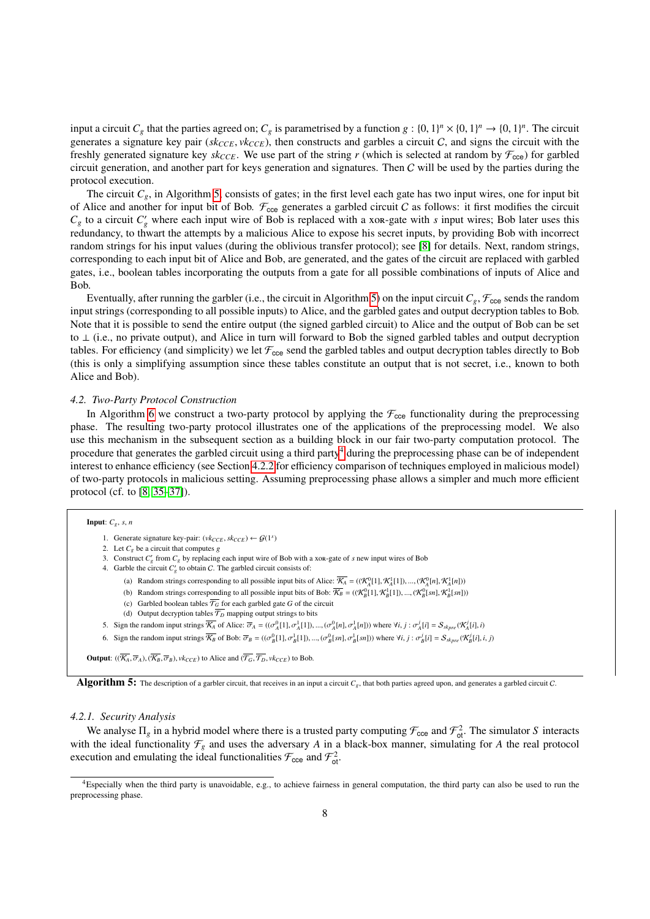input a circuit $C_g$ that the parties agreed on; $C_g$ is parametrised by a function $g : \{0,1\}^n \times \{0,1\}^n \rightarrow \{0,1\}^n$. The circuit generates a signature key pair $(sk_{CCE}, vk_{CCE})$, then constructs and garbles a circuit $C$, and signs the circuit with the freshly generated signature key $sk_{CCE}$. We use part of the string $r$ (which is selected at random by $\mathcal{F}_{\mathsf{cce}}$) for garbled circuit generation, and another part for keys generation and signatures. Then $C$ will be used by the parties during the protocol execution.

The circuit $C_g$, in Algorithm 5, consists of gates; in the first level each gate has two input wires, one for input bit of Alice and another for input bit of Bob. $\mathcal{F}_{\mathsf{cce}}$ generates a garbled circuit $C$ as follows: it first modifies the circuit $C_g$ to a circuit $C'_g$ where each input wire of Bob is replaced with a XOR-gate with $s$ input wires; Bob later uses this redundancy, to thwart the attempts by a malicious Alice to expose his secret inputs, by providing Bob with incorrect random strings for his input values (during the oblivious transfer protocol); see [8] for details. Next, random strings, corresponding to each input bit of Alice and Bob, are generated, and the gates of the circuit are replaced with garbled gates, i.e., boolean tables incorporating the outputs from a gate for all possible combinations of inputs of Alice and Bob.

Eventually, after running the garbler (i.e., the circuit in Algorithm 5) on the input circuit $C_g$, $\mathcal{F}_{\mathsf{cce}}$ sends the random input strings (corresponding to all possible inputs) to Alice, and the garbled gates and output decryption tables to Bob. Note that it is possible to send the entire output (the signed garbled circuit) to Alice and the output of Bob can be set to $\perp$ (i.e., no private output), and Alice in turn will forward to Bob the signed garbled tables and output decryption tables. For efficiency (and simplicity) we let $\mathcal{F}_{\mathsf{cce}}$ send the garbled tables and output decryption tables directly to Bob (this is only a simplifying assumption since these tables constitute an output that is not secret, i.e., known to both Alice and Bob).

### *4.2. Two-Party Protocol Construction*

In Algorithm 6 we construct a two-party protocol by applying the $\mathcal{F}_{\mathsf{cce}}$ functionality during the preprocessing phase. The resulting two-party protocol illustrates one of the applications of the preprocessing model. We also use this mechanism in the subsequent section as a building block in our fair two-party computation protocol. The procedure that generates the garbled circuit using a third party[4] during the preprocessing phase can be of independent interest to enhance efficiency (see Section 4.2.2 for efficiency comparison of techniques employed in malicious model) of two-party protocols in malicious setting. Assuming preprocessing phase allows a simpler and much more efficient protocol (cf. to [8, 35–37]).

---

**Input**: $C_g$, $s$, $n$

1. Generate signature key-pair: $(vk_{CCE}, sk_{CCE}) \leftarrow \mathcal{G}(1^s)$
2. Let $C_g$ be a circuit that computes $g$
3. Construct $C'_g$ from $C_g$ by replacing each input wire of Bob with a XOR-gate of $s$ new input wires of Bob
4. Garble the circuit $C'_g$ to obtain $C$. The garbled circuit consists of:
   (a) Random strings corresponding to all possible input bits of Alice: $\overline{\mathcal{K}_A} = ((\mathcal{K}^0_A[1], \mathcal{K}^1_A[1]), ..., (\mathcal{K}^0_A[n], \mathcal{K}^1_A[n]))$
   (b) Random strings corresponding to all possible input bits of Bob: $\overline{\mathcal{K}_B} = ((\mathcal{K}^0_B[1], \mathcal{K}^1_B[1]), ..., (\mathcal{K}^0_B[sn], \mathcal{K}^1_B[sn]))$
   (c) Garbled boolean tables $\overline{\mathcal{T}_G}$ for each garbled gate $G$ of the circuit
   (d) Output decryption tables $\overline{\mathcal{T}_D}$ mapping output strings to bits
5. Sign the random input strings $\overline{\mathcal{K}_A}$ of Alice: $\overline{\sigma}_A = ((\sigma^0_A[1], \sigma^1_A[1]), ..., (\sigma^0_A[n], \sigma^1_A[n]))$ where $\forall i, j : \sigma^j_A[i] = \mathcal{S}_{sk_{pre}}(\mathcal{K}^j_A[i], i)$
6. Sign the random input strings $\overline{\mathcal{K}_B}$ of Bob: $\overline{\sigma}_B = ((\sigma^0_B[1], \sigma^1_B[1]), ..., (\sigma^0_B[sn], \sigma^1_B[sn]))$ where $\forall i, j : \sigma^j_B[i] = \mathcal{S}_{sk_{pre}}(\mathcal{K}^j_B[i], i, j)$

**Output**: $((\overline{\mathcal{K}_A}, \overline{\sigma}_A), (\overline{\mathcal{K}_B}, \overline{\sigma}_B), vk_{CCE})$ to Alice and $(\overline{\mathcal{T}_G}, \overline{\mathcal{T}_D}, vk_{CCE})$ to Bob.

---

**Algorithm 5:** The description of a garbler circuit, that receives in an input a circuit $C_g$, that both parties agreed upon, and generates a garbled circuit $C$.

#### *4.2.1. Security Analysis*

We analyse $\Pi_g$ in a hybrid model where there is a trusted party computing $\mathcal{F}_{\mathsf{cce}}$ and $\mathcal{F}^2_{\mathsf{ot}}$. The simulator $S$ interacts with the ideal functionality $\mathcal{F}_g$ and uses the adversary $A$ in a black-box manner, simulating for $A$ the real protocol execution and emulating the ideal functionalities $\mathcal{F}_{\mathsf{cce}}$ and $\mathcal{F}^2_{\mathsf{ot}}$.

---

[4] Especially when the third party is unavoidable, e.g., to achieve fairness in general computation, the third party can also be used to run the preprocessing phase.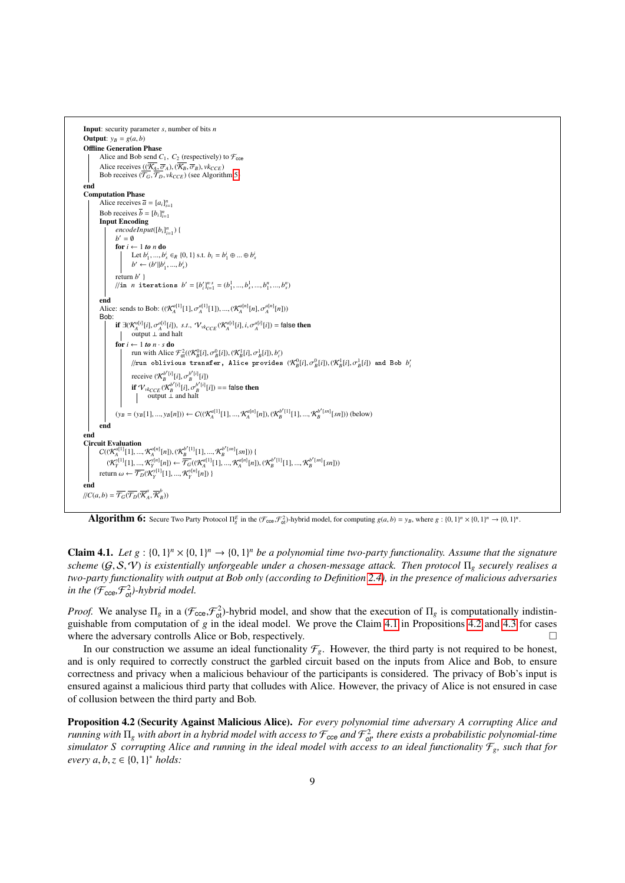```
Input: security parameter s, number of bits n
Output: y_B = g(a, b)
Offline Generation Phase
    Alice and Bob send C_1, C_2 (respectively) to F_cce
    Alice receives ((K̄_A, σ̄_A), (K̄_B, σ̄_B), vk_CCE)
    Bob receives (T̄_G, T̄_D, vk_CCE) (see Algorithm 5)
end
Computation Phase
    Alice receives ā = [a_i]_{i=1}^n
    Bob receives b̄ = [b_i]_{i=1}^n
    Input Encoding
        encodeInput([b_i]_{i=1}^n) {
        b' = ∅
        for i ← 1 to n do
            Let b_1^i, ..., b_s^i ∈_R {0,1} s.t. b_i = b_1^i ⊕ ... ⊕ b_s^i
            b' ← (b' || b_1^i, ..., b_s^i)
        return b' }
        //in n iterations b' = [b'_i]_{i=1}^{n·s} = (b_1^1, ..., b_s^1, ..., b_1^n, ..., b_s^n)
    end
    Alice: sends to Bob: ((K_A^{a[1]}[1], σ_A^{a[1]}[1]), ..., (K_A^{a[n]}[n], σ_A^{a[n]}[n]))
    Bob:
        if ∃(K_A^{a[i]}[i], σ_A^{a[i]}[i]), s.t., V_{vk_CCE}(K_A^{a[i]}[i], i, σ_A^{a[i]}[i]) = false then
            output ⊥ and halt
        for i ← 1 to n·s do
            run with Alice F_ot^2((K_B^0[i], σ_B^0[i]), (K_B^1[i], σ_B^1[i]), b'_i)
            //run oblivious transfer, Alice provides (K_B^0[i], σ_B^0[i]), (K_B^1[i], σ_B^1[i]) and Bob b'_i
            receive (K_B^{b'[i]}[i], σ_B^{b'[i]}[i])
            if V_{vk_CCE}(K_B^{b'[i]}[i], σ_B^{b'[i]}[i]) == false then
                output ⊥ and halt
        (y_B = (y_B[1], ..., y_B[n])) ← C((K_A^{a[1]}[1], ..., K_A^{a[n]}[n]), (K_B^{b'[1]}[1], ..., K_B^{b'[sn]}[sn])) (below)
    end
end
Circuit Evaluation
    C((K_A^{a[1]}[1], ..., K_A^{a[n]}[n]), (K_B^{b'[1]}[1], ..., K_B^{b'[sn]}[sn])) {
    (K_Y^{y[1]}[1], ..., K_Y^{y[n]}[n]) ← T̄_G((K_A^{a[1]}[1], ..., K_A^{a[n]}[n]), (K_B^{b'[1]}[1], ..., K_B^{b'[sn]}[sn]))
    return ω ← T̄_D(K_Y^{y[1]}[1], ..., K_Y^{y[n]}[n]) }
end
//C(a, b) = T̄_G(T̄_D(K̄_A^a, K̄_B^b))
```

**Algorithm 6:** Secure Two Party Protocol $\Pi_g^E$ in the ($\mathcal{F}_{\mathsf{cce}}$,$\mathcal{F}_{\mathsf{ot}}^2$)-hybrid model, for computing $g(a, b) = y_B$, where $g : \{0,1\}^n \times \{0,1\}^n \to \{0,1\}^n$.

**Claim 4.1.** *Let $g : \{0,1\}^n \times \{0,1\}^n \to \{0,1\}^n$ be a polynomial time two-party functionality. Assume that the signature scheme $(\mathcal{G}, \mathcal{S}, \mathcal{V})$ is existentially unforgeable under a chosen-message attack. Then protocol $\Pi_g$ securely realises a two-party functionality with output at Bob only (according to Definition 2.4), in the presence of malicious adversaries in the ($\mathcal{F}_{\mathsf{cce}}$,$\mathcal{F}_{\mathsf{ot}}^2$)-hybrid model.*

*Proof.* We analyse $\Pi_g$ in a ($\mathcal{F}_{\mathsf{cce}}$,$\mathcal{F}_{\mathsf{ot}}^2$)-hybrid model, and show that the execution of $\Pi_g$ is computationally indistinguishable from computation of $g$ in the ideal model. We prove the Claim 4.1 in Propositions 4.2 and 4.3 for cases where the adversary controlls Alice or Bob, respectively. □

In our construction we assume an ideal functionality $\mathcal{F}_g$. However, the third party is not required to be honest, and is only required to correctly construct the garbled circuit based on the inputs from Alice and Bob, to ensure correctness and privacy when a malicious behaviour of the participants is considered. The privacy of Bob's input is ensured against a malicious third party that colludes with Alice. However, the privacy of Alice is not ensured in case of collusion between the third party and Bob.

**Proposition 4.2 (Security Against Malicious Alice).** *For every polynomial time adversary $A$ corrupting Alice and running with $\Pi_g$ with abort in a hybrid model with access to $\mathcal{F}_{\mathsf{cce}}$ and $\mathcal{F}_{\mathsf{ot}}^2$, there exists a probabilistic polynomial-time simulator $S$ corrupting Alice and running in the ideal model with access to an ideal functionality $\mathcal{F}_g$, such that for every $a, b, z \in \{0,1\}^*$ holds:*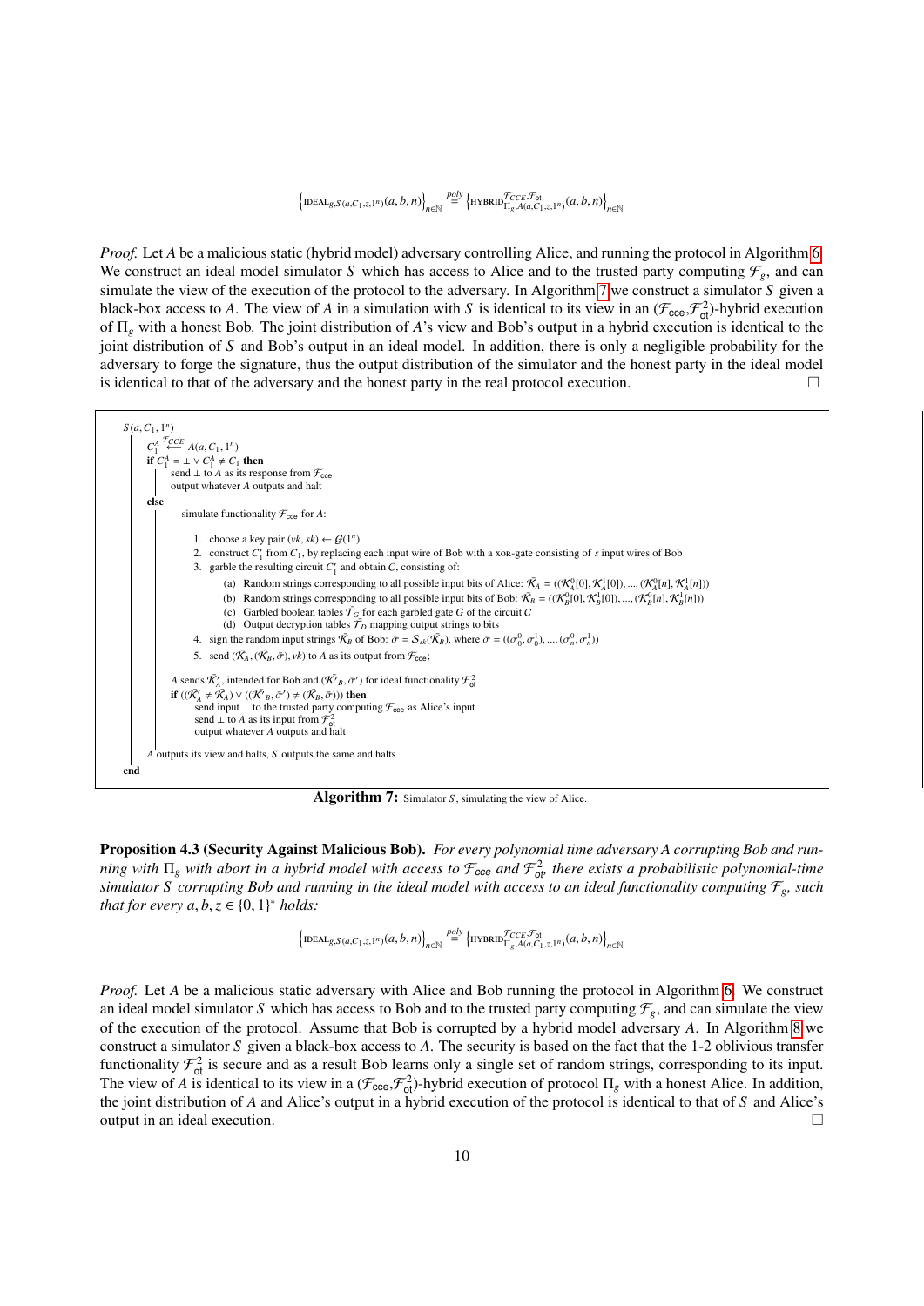$$\left\{\text{IDEAL}_{g,S(a,C_1,z,1^n)}(a,b,n)\right\}_{n\in\mathbb{N}} \stackrel{poly}{=} \left\{\text{HYBRID}^{\mathcal{F}_{CCE},\mathcal{F}_{\mathsf{ot}}}_{\Pi_g,A(a,C_1,z,1^n)}(a,b,n)\right\}_{n\in\mathbb{N}}$$

*Proof.* Let $A$ be a malicious static (hybrid model) adversary controlling Alice, and running the protocol in Algorithm 6. We construct an ideal model simulator $S$ which has access to Alice and to the trusted party computing $\mathcal{F}_g$, and can simulate the view of the execution of the protocol to the adversary. In Algorithm 7 we construct a simulator $S$ given a black-box access to $A$. The view of $A$ in a simulation with $S$ is identical to its view in an $(\mathcal{F}_{\mathsf{cce}},\mathcal{F}^2_{\mathsf{ot}})$-hybrid execution of $\Pi_g$ with a honest Bob. The joint distribution of $A$'s view and Bob's output in a hybrid execution is identical to the joint distribution of $S$ and Bob's output in an ideal model. In addition, there is only a negligible probability for the adversary to forge the signature, thus the output distribution of the simulator and the honest party in the ideal model is identical to that of the adversary and the honest party in the real protocol execution. □

```
S(a, C_1, 1^n)
    C_1^A <--F_CCE-- A(a, C_1, 1^n)
    if C_1^A = ⊥ ∨ C_1^A ≠ C_1 then
        send ⊥ to A as its response from F_cce
        output whatever A outputs and halt
    else
        simulate functionality F_cce for A:

          1. choose a key pair (vk, sk) ← G(1^n)
          2. construct C'_1 from C_1, by replacing each input wire of Bob with a XOR-gate consisting of s input wires of Bob
          3. garble the resulting circuit C'_1 and obtain C, consisting of:
              (a) Random strings corresponding to all possible input bits of Alice: K̄_A = ((K_A^0[0], K_A^1[0]), ..., (K_A^0[n], K_A^1[n]))
              (b) Random strings corresponding to all possible input bits of Bob: K̄_B = ((K_B^0[0], K_B^1[0]), ..., (K_B^0[n], K_B^1[n]))
              (c) Garbled boolean tables T̄_G for each garbled gate G of the circuit C
              (d) Output decryption tables T̄_D mapping output strings to bits
          4. sign the random input strings K̄_B of Bob: σ̄ = S_sk(K̄_B), where σ̄ = ((σ_0^0, σ_0^1), ..., (σ_n^0, σ_n^1))
          5. send (K̄_A, (K̄_B, σ̄), vk) to A as its output from F_cce;

        A sends K̄'_A, intended for Bob and (K̄'_B, σ̄') for ideal functionality F_ot^2
        if ((K̄'_A ≠ K̄_A) ∨ ((K̄'_B, σ̄') ≠ (K̄_B, σ̄))) then
            send input ⊥ to the trusted party computing F_cce as Alice's input
            send ⊥ to A as its input from F_ot^2
            output whatever A outputs and halt

    A outputs its view and halts, S outputs the same and halts
end
```

**Algorithm 7:** Simulator $S$, simulating the view of Alice.

**Proposition 4.3 (Security Against Malicious Bob).** *For every polynomial time adversary $A$ corrupting Bob and running with $\Pi_g$ with abort in a hybrid model with access to $\mathcal{F}_{\mathsf{cce}}$ and $\mathcal{F}^2_{\mathsf{ot}}$, there exists a probabilistic polynomial-time simulator $S$ corrupting Bob and running in the ideal model with access to an ideal functionality computing $\mathcal{F}_g$, such that for every $a, b, z \in \{0,1\}^*$ holds:*

$$\left\{\text{IDEAL}_{g,S(a,C_1,z,1^n)}(a,b,n)\right\}_{n\in\mathbb{N}} \stackrel{poly}{=} \left\{\text{HYBRID}^{\mathcal{F}_{CCE},\mathcal{F}_{\mathsf{ot}}}_{\Pi_g,A(a,C_1,z,1^n)}(a,b,n)\right\}_{n\in\mathbb{N}}$$

*Proof.* Let $A$ be a malicious static adversary with Alice and Bob running the protocol in Algorithm 6. We construct an ideal model simulator $S$ which has access to Bob and to the trusted party computing $\mathcal{F}_g$, and can simulate the view of the execution of the protocol. Assume that Bob is corrupted by a hybrid model adversary $A$. In Algorithm 8 we construct a simulator $S$ given a black-box access to $A$. The security is based on the fact that the 1-2 oblivious transfer functionality $\mathcal{F}^2_{\mathsf{ot}}$ is secure and as a result Bob learns only a single set of random strings, corresponding to its input. The view of $A$ is identical to its view in a $(\mathcal{F}_{\mathsf{cce}},\mathcal{F}^2_{\mathsf{ot}})$-hybrid execution of protocol $\Pi_g$ with a honest Alice. In addition, the joint distribution of $A$ and Alice's output in a hybrid execution of the protocol is identical to that of $S$ and Alice's output in an ideal execution. □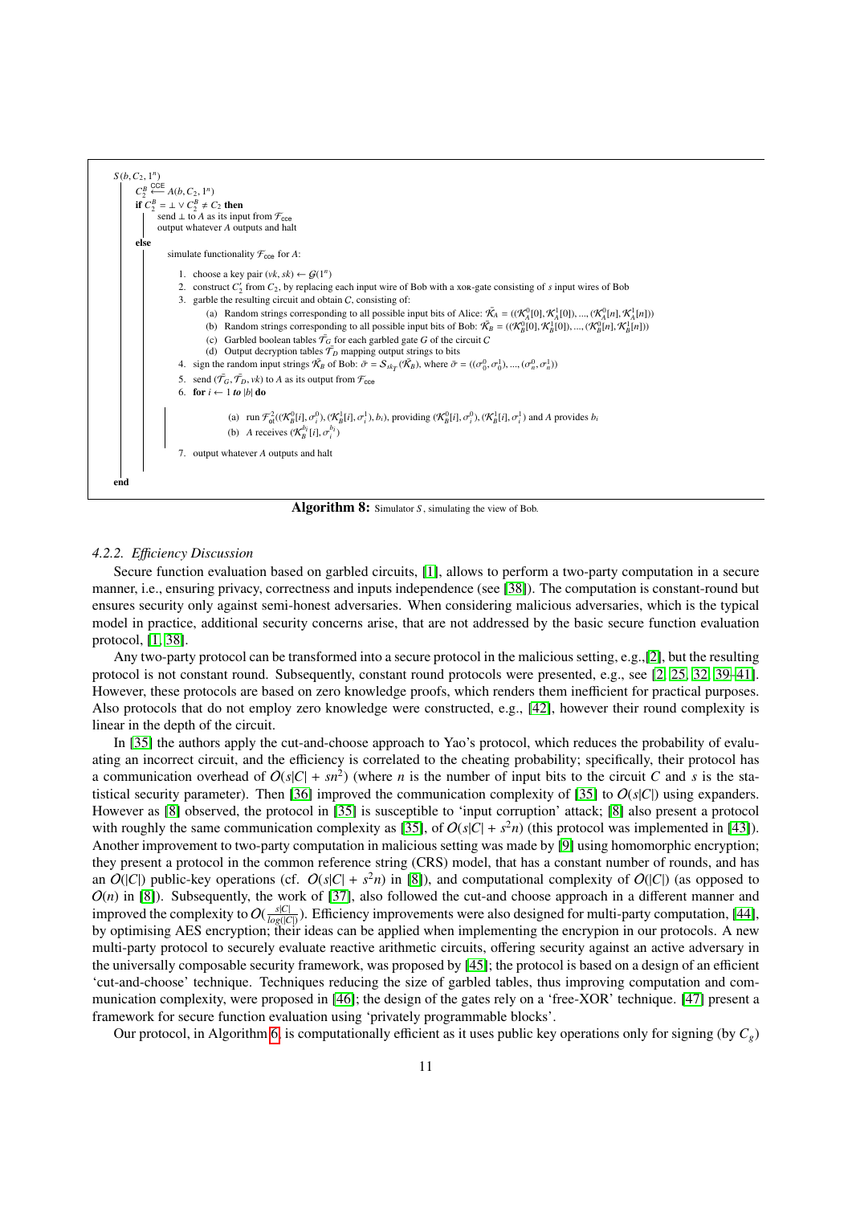```
S(b, C_2, 1^n)
    C_2^B <-CCE- A(b, C_2, 1^n)
    if C_2^B = ⊥ ∨ C_2^B ≠ C_2 then
        send ⊥ to A as its input from F_cce
        output whatever A outputs and halt
    else
        simulate functionality F_cce for A:
            1. choose a key pair (vk, sk) ← G(1^n)
            2. construct C_2' from C_2, by replacing each input wire of Bob with a xor-gate consisting of s input wires of Bob
            3. garble the resulting circuit and obtain C, consisting of:
                (a) Random strings corresponding to all possible input bits of Alice: K̃_A = ((K_A^0[0], K_A^1[0]), ..., (K_A^0[n], K_A^1[n]))
                (b) Random strings corresponding to all possible input bits of Bob: K̃_B = ((K_B^0[0], K_B^1[0]), ..., (K_B^0[n], K_B^1[n]))
                (c) Garbled boolean tables T̃_G for each garbled gate G of the circuit C
                (d) Output decryption tables T̃_D mapping output strings to bits
            4. sign the random input strings K̃_B of Bob: σ̃ = S_{sk_T}(K̃_B), where σ̃ = ((σ_0^0, σ_0^1), ..., (σ_n^0, σ_n^1))
            5. send (T̃_G, T̃_D, vk) to A as its output from F_cce
            6. for i ← 1 to |b| do
                (a) run F_ot^2((K_B^0[i], σ_i^0), (K_B^1[i], σ_i^1), b_i), providing (K_B^0[i], σ_i^0), (K_B^1[i], σ_i^1) and A provides b_i
                (b) A receives (K_B^{b_i}[i], σ_i^{b_i})
            7. output whatever A outputs and halt
end
```

**Algorithm 8:** Simulator $S$, simulating the view of Bob.

#### *4.2.2. Efficiency Discussion*

Secure function evaluation based on garbled circuits, [1], allows to perform a two-party computation in a secure manner, i.e., ensuring privacy, correctness and inputs independence (see [38]). The computation is constant-round but ensures security only against semi-honest adversaries. When considering malicious adversaries, which is the typical model in practice, additional security concerns arise, that are not addressed by the basic secure function evaluation protocol, [1, 38].

Any two-party protocol can be transformed into a secure protocol in the malicious setting, e.g.,[2], but the resulting protocol is not constant round. Subsequently, constant round protocols were presented, e.g., see [2, 25, 32, 39–41]. However, these protocols are based on zero knowledge proofs, which renders them inefficient for practical purposes. Also protocols that do not employ zero knowledge were constructed, e.g., [42], however their round complexity is linear in the depth of the circuit.

In [35] the authors apply the cut-and-choose approach to Yao's protocol, which reduces the probability of evaluating an incorrect circuit, and the efficiency is correlated to the cheating probability; specifically, their protocol has a communication overhead of $O(s|C| + sn^2)$ (where $n$ is the number of input bits to the circuit $C$ and $s$ is the statistical security parameter). Then [36] improved the communication complexity of [35] to $O(s|C|)$ using expanders. However as [8] observed, the protocol in [35] is susceptible to 'input corruption' attack; [8] also present a protocol with roughly the same communication complexity as [35], of $O(s|C| + s^2n)$ (this protocol was implemented in [43]). Another improvement to two-party computation in malicious setting was made by [9] using homomorphic encryption; they present a protocol in the common reference string (CRS) model, that has a constant number of rounds, and has an $O(|C|)$ public-key operations (cf. $O(s|C| + s^2n)$ in [8]), and computational complexity of $O(|C|)$ (as opposed to $O(n)$ in [8]). Subsequently, the work of [37], also followed the cut-and choose approach in a different manner and improved the complexity to $O(\frac{s|C|}{log(|C|)})$. Efficiency improvements were also designed for multi-party computation, [44], by optimising AES encryption; their ideas can be applied when implementing the encrypion in our protocols. A new multi-party protocol to securely evaluate reactive arithmetic circuits, offering security against an active adversary in the universally composable security framework, was proposed by [45]; the protocol is based on a design of an efficient 'cut-and-choose' technique. Techniques reducing the size of garbled tables, thus improving computation and communication complexity, were proposed in [46]; the design of the gates rely on a 'free-XOR' technique. [47] present a framework for secure function evaluation using 'privately programmable blocks'.

Our protocol, in Algorithm 6, is computationally efficient as it uses public key operations only for signing (by $C_g$)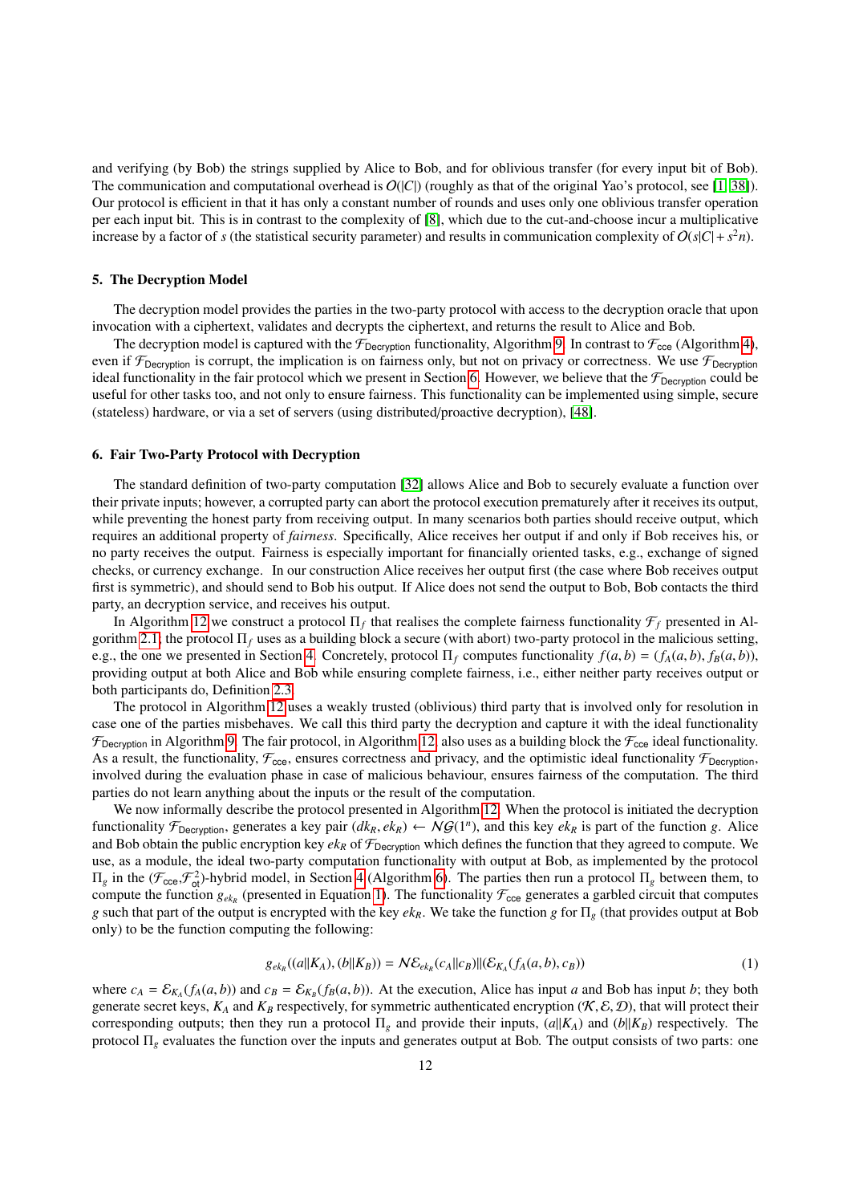and verifying (by Bob) the strings supplied by Alice to Bob, and for oblivious transfer (for every input bit of Bob). The communication and computational overhead is $O(|C|)$ (roughly as that of the original Yao's protocol, see [1, 38]). Our protocol is efficient in that it has only a constant number of rounds and uses only one oblivious transfer operation per each input bit. This is in contrast to the complexity of [8], which due to the cut-and-choose incur a multiplicative increase by a factor of $s$ (the statistical security parameter) and results in communication complexity of $O(s|C| + s^2 n)$.

### 5. The Decryption Model

The decryption model provides the parties in the two-party protocol with access to the decryption oracle that upon invocation with a ciphertext, validates and decrypts the ciphertext, and returns the result to Alice and Bob.

The decryption model is captured with the $\mathcal{F}_{\mathsf{Decryption}}$ functionality, Algorithm 9. In contrast to $\mathcal{F}_{\mathsf{cce}}$ (Algorithm 4), even if $\mathcal{F}_{\mathsf{Decryption}}$ is corrupt, the implication is on fairness only, but not on privacy or correctness. We use $\mathcal{F}_{\mathsf{Decryption}}$ ideal functionality in the fair protocol which we present in Section 6. However, we believe that the $\mathcal{F}_{\mathsf{Decryption}}$ could be useful for other tasks too, and not only to ensure fairness. This functionality can be implemented using simple, secure (stateless) hardware, or via a set of servers (using distributed/proactive decryption), [48].

### 6. Fair Two-Party Protocol with Decryption

The standard definition of two-party computation [32] allows Alice and Bob to securely evaluate a function over their private inputs; however, a corrupted party can abort the protocol execution prematurely after it receives its output, while preventing the honest party from receiving output. In many scenarios both parties should receive output, which requires an additional property of *fairness*. Specifically, Alice receives her output if and only if Bob receives his, or no party receives the output. Fairness is especially important for financially oriented tasks, e.g., exchange of signed checks, or currency exchange. In our construction Alice receives her output first (the case where Bob receives output first is symmetric), and should send to Bob his output. If Alice does not send the output to Bob, Bob contacts the third party, an decryption service, and receives his output.

In Algorithm 12 we construct a protocol $\Pi_f$ that realises the complete fairness functionality $\mathcal{F}_f$ presented in Algorithm 2.1; the protocol $\Pi_f$ uses as a building block a secure (with abort) two-party protocol in the malicious setting, e.g., the one we presented in Section 4. Concretely, protocol $\Pi_f$ computes functionality $f(a, b) = (f_A(a, b), f_B(a, b))$, providing output at both Alice and Bob while ensuring complete fairness, i.e., either neither party receives output or both participants do, Definition 2.3.

The protocol in Algorithm 12 uses a weakly trusted (oblivious) third party that is involved only for resolution in case one of the parties misbehaves. We call this third party the decryption and capture it with the ideal functionality $\mathcal{F}_{\mathsf{Decryption}}$ in Algorithm 9. The fair protocol, in Algorithm 12, also uses as a building block the $\mathcal{F}_{\mathsf{cce}}$ ideal functionality. As a result, the functionality, $\mathcal{F}_{\mathsf{cce}}$, ensures correctness and privacy, and the optimistic ideal functionality $\mathcal{F}_{\mathsf{Decryption}}$, involved during the evaluation phase in case of malicious behaviour, ensures fairness of the computation. The third parties do not learn anything about the inputs or the result of the computation.

We now informally describe the protocol presented in Algorithm 12. When the protocol is initiated the decryption functionality $\mathcal{F}_{\mathsf{Decryption}}$, generates a key pair $(dk_R, ek_R) \leftarrow \mathcal{NG}(1^n)$, and this key $ek_R$ is part of the function $g$. Alice and Bob obtain the public encryption key $ek_R$ of $\mathcal{F}_{\mathsf{Decryption}}$ which defines the function that they agreed to compute. We use, as a module, the ideal two-party computation functionality with output at Bob, as implemented by the protocol $\Pi_g$ in the $(\mathcal{F}_{\mathsf{cce}}, \mathcal{F}^2_{\mathsf{ot}})$-hybrid model, in Section 4 (Algorithm 6). The parties then run a protocol $\Pi_g$ between them, to compute the function $g_{ek_R}$ (presented in Equation 1). The functionality $\mathcal{F}_{\mathsf{cce}}$ generates a garbled circuit that computes $g$ such that part of the output is encrypted with the key $ek_R$. We take the function $g$ for $\Pi_g$ (that provides output at Bob only) to be the function computing the following:

$$g_{ek_R}((a \| K_A), (b \| K_B)) = \mathcal{NE}_{ek_R}(c_A \| c_B) \| (\mathcal{E}_{K_A}(f_A(a, b), c_B)) \tag{1}$$

where $c_A = \mathcal{E}_{K_A}(f_A(a, b))$ and $c_B = \mathcal{E}_{K_B}(f_B(a, b))$. At the execution, Alice has input $a$ and Bob has input $b$; they both generate secret keys, $K_A$ and $K_B$ respectively, for symmetric authenticated encryption $(\mathcal{K}, \mathcal{E}, \mathcal{D})$, that will protect their corresponding outputs; then they run a protocol $\Pi_g$ and provide their inputs, $(a \| K_A)$ and $(b \| K_B)$ respectively. The protocol $\Pi_g$ evaluates the function over the inputs and generates output at Bob. The output consists of two parts: one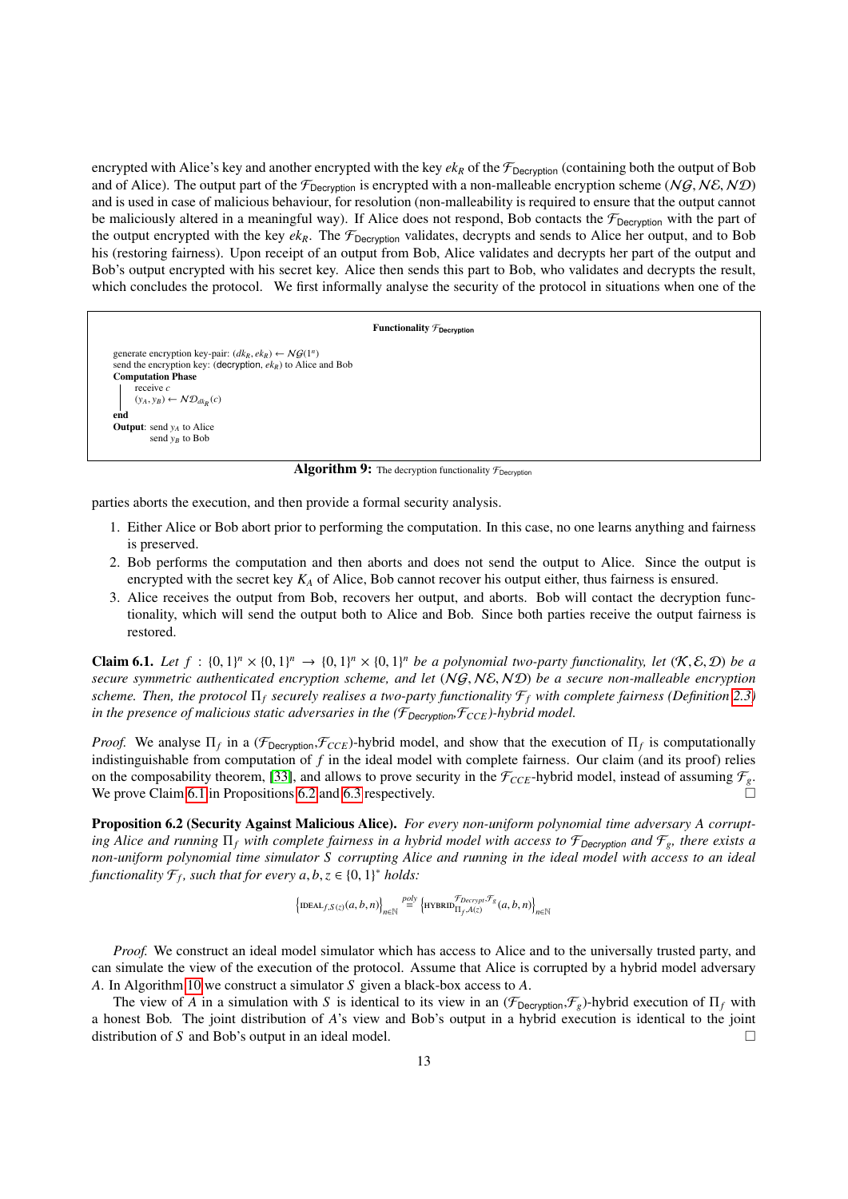encrypted with Alice's key and another encrypted with the key $ek_R$ of the $\mathcal{F}_{\mathsf{Decryption}}$ (containing both the output of Bob and of Alice). The output part of the $\mathcal{F}_{\mathsf{Decryption}}$ is encrypted with a non-malleable encryption scheme $(\mathcal{NG}, \mathcal{NE}, \mathcal{ND})$ and is used in case of malicious behaviour, for resolution (non-malleability is required to ensure that the output cannot be maliciously altered in a meaningful way). If Alice does not respond, Bob contacts the $\mathcal{F}_{\mathsf{Decryption}}$ with the part of the output encrypted with the key $ek_R$. The $\mathcal{F}_{\mathsf{Decryption}}$ validates, decrypts and sends to Alice her output, and to Bob his (restoring fairness). Upon receipt of an output from Bob, Alice validates and decrypts her part of the output and Bob's output encrypted with his secret key. Alice then sends this part to Bob, who validates and decrypts the result, which concludes the protocol. We first informally analyse the security of the protocol in situations when one of the

**Functionality $\mathcal{F}_{\mathsf{Decryption}}$**

```
generate encryption key-pair: (dk_R, ek_R) ← NG(1^n)
send the encryption key: (decryption, ek_R) to Alice and Bob
Computation Phase
    receive c
    (y_A, y_B) ← ND_{dk_R}(c)
end
Output: send y_A to Alice
        send y_B to Bob
```

**Algorithm 9:** The decryption functionality $\mathcal{F}_{\mathsf{Decryption}}$

parties aborts the execution, and then provide a formal security analysis.

1. Either Alice or Bob abort prior to performing the computation. In this case, no one learns anything and fairness is preserved.
2. Bob performs the computation and then aborts and does not send the output to Alice. Since the output is encrypted with the secret key $K_A$ of Alice, Bob cannot recover his output either, thus fairness is ensured.
3. Alice receives the output from Bob, recovers her output, and aborts. Bob will contact the decryption functionality, which will send the output both to Alice and Bob. Since both parties receive the output fairness is restored.

**Claim 6.1.** *Let $f : \{0,1\}^n \times \{0,1\}^n \rightarrow \{0,1\}^n \times \{0,1\}^n$ be a polynomial two-party functionality, let $(\mathcal{K}, \mathcal{E}, \mathcal{D})$ be a secure symmetric authenticated encryption scheme, and let $(\mathcal{NG}, \mathcal{NE}, \mathcal{ND})$ be a secure non-malleable encryption scheme. Then, the protocol $\Pi_f$ securely realises a two-party functionality $\mathcal{F}_f$ with complete fairness (Definition 2.3) in the presence of malicious static adversaries in the $(\mathcal{F}_{\mathsf{Decryption}}, \mathcal{F}_{CCE})$-hybrid model.*

*Proof.* We analyse $\Pi_f$ in a $(\mathcal{F}_{\mathsf{Decryption}}, \mathcal{F}_{CCE})$-hybrid model, and show that the execution of $\Pi_f$ is computationally indistinguishable from computation of $f$ in the ideal model with complete fairness. Our claim (and its proof) relies on the composability theorem, [33], and allows to prove security in the $\mathcal{F}_{CCE}$-hybrid model, instead of assuming $\mathcal{F}_g$. We prove Claim 6.1 in Propositions 6.2 and 6.3 respectively. □

**Proposition 6.2 (Security Against Malicious Alice).** *For every non-uniform polynomial time adversary $A$ corrupting Alice and running $\Pi_f$ with complete fairness in a hybrid model with access to $\mathcal{F}_{\mathsf{Decryption}}$ and $\mathcal{F}_g$, there exists a non-uniform polynomial time simulator $S$ corrupting Alice and running in the ideal model with access to an ideal functionality $\mathcal{F}_f$, such that for every $a, b, z \in \{0,1\}^*$ holds:*

$$\left\{\text{IDEAL}_{f,S(z)}(a,b,n)\right\}_{n\in\mathbb{N}} \stackrel{poly}{\equiv} \left\{\text{HYBRID}_{\Pi_f,A(z)}^{\mathcal{F}_{Decrypt},\mathcal{F}_g}(a,b,n)\right\}_{n\in\mathbb{N}}$$

*Proof.* We construct an ideal model simulator which has access to Alice and to the universally trusted party, and can simulate the view of the execution of the protocol. Assume that Alice is corrupted by a hybrid model adversary $A$. In Algorithm 10 we construct a simulator $S$ given a black-box access to $A$.

The view of $A$ in a simulation with $S$ is identical to its view in an $(\mathcal{F}_{\mathsf{Decryption}}, \mathcal{F}_g)$-hybrid execution of $\Pi_f$ with a honest Bob. The joint distribution of $A$'s view and Bob's output in a hybrid execution is identical to the joint distribution of $S$ and Bob's output in an ideal model. □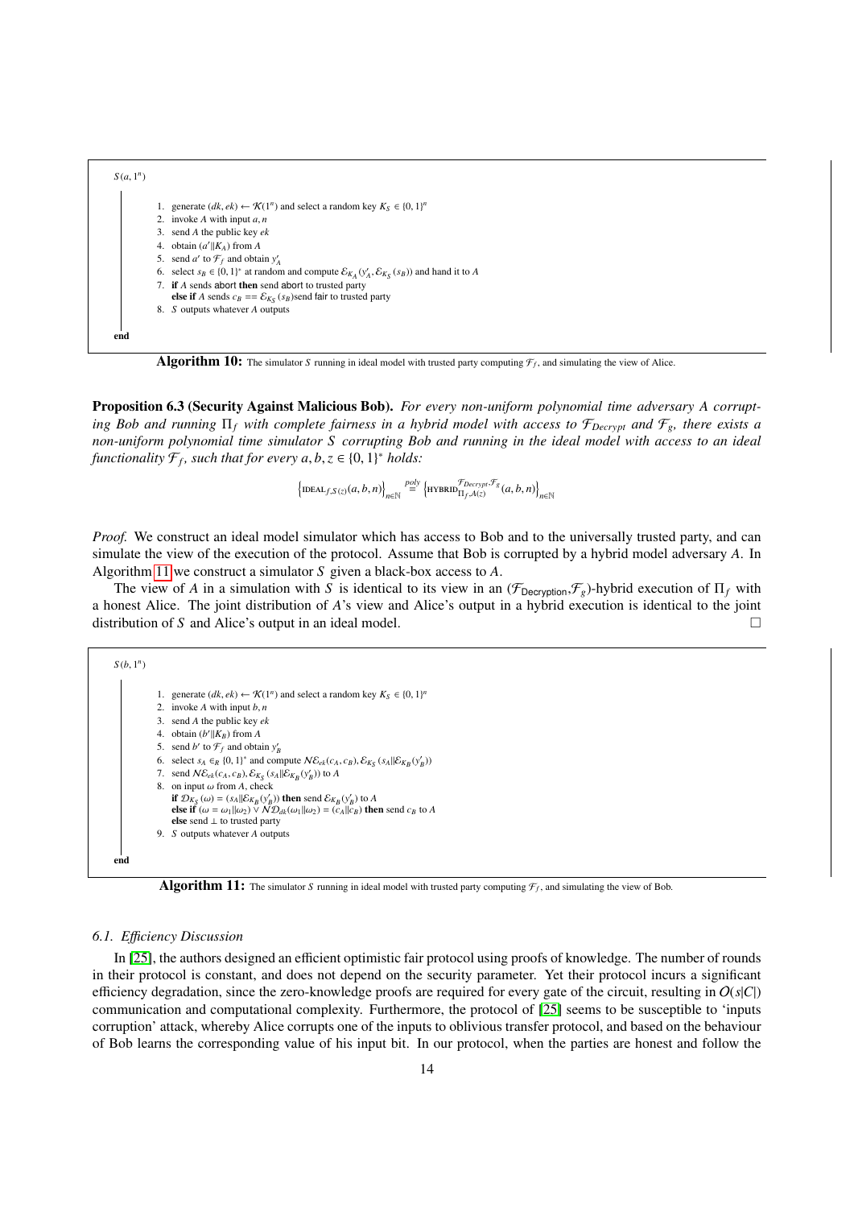```
S(a, 1^n)

    1. generate (dk, ek) ← K(1^n) and select a random key K_S ∈ {0,1}^n
    2. invoke A with input a, n
    3. send A the public key ek
    4. obtain (a'||K_A) from A
    5. send a' to F_f and obtain y'_A
    6. select s_B ∈ {0,1}* at random and compute E_{K_A}(y'_A, E_{K_S}(s_B)) and hand it to A
    7. if A sends abort then send abort to trusted party
       else if A sends c_B == E_{K_S}(s_B) send fair to trusted party
    8. S outputs whatever A outputs

end
```

**Algorithm 10:** The simulator $S$ running in ideal model with trusted party computing $\mathcal{F}_f$, and simulating the view of Alice.

**Proposition 6.3 (Security Against Malicious Bob).** *For every non-uniform polynomial time adversary $A$ corrupting Bob and running $\Pi_f$ with complete fairness in a hybrid model with access to $\mathcal{F}_{Decrypt}$ and $\mathcal{F}_g$, there exists a non-uniform polynomial time simulator $S$ corrupting Bob and running in the ideal model with access to an ideal functionality $\mathcal{F}_f$, such that for every $a, b, z \in \{0,1\}^*$ holds:*

$$\left\{\text{IDEAL}_{f,S(z)}(a,b,n)\right\}_{n\in\mathbb{N}} \overset{poly}{=} \left\{\text{HYBRID}^{\mathcal{F}_{Decrypt},\mathcal{F}_g}_{\Pi_f,A(z)}(a,b,n)\right\}_{n\in\mathbb{N}}$$

*Proof.* We construct an ideal model simulator which has access to Bob and to the universally trusted party, and can simulate the view of the execution of the protocol. Assume that Bob is corrupted by a hybrid model adversary $A$. In Algorithm 11 we construct a simulator $S$ given a black-box access to $A$.

The view of $A$ in a simulation with $S$ is identical to its view in an ($\mathcal{F}_{\text{Decryption}}$,$\mathcal{F}_g$)-hybrid execution of $\Pi_f$ with a honest Alice. The joint distribution of $A$'s view and Alice's output in a hybrid execution is identical to the joint distribution of $S$ and Alice's output in an ideal model. □

```
S(b, 1^n)

    1. generate (dk, ek) ← K(1^n) and select a random key K_S ∈ {0,1}^n
    2. invoke A with input b, n
    3. send A the public key ek
    4. obtain (b'||K_B) from A
    5. send b' to F_f and obtain y'_B
    6. select s_A ∈_R {0,1}* and compute NE_ek(c_A, c_B), E_{K_S}(s_A||E_{K_B}(y'_B))
    7. send NE_ek(c_A, c_B), E_{K_S}(s_A||E_{K_B}(y'_B)) to A
    8. on input ω from A, check
       if D_{K_S}(ω) = (s_A||E_{K_B}(y'_B)) then send E_{K_B}(y'_B) to A
       else if (ω = ω_1||ω_2) ∨ ND_dk(ω_1||ω_2) = (c_A||c_B) then send c_B to A
       else send ⊥ to trusted party
    9. S outputs whatever A outputs

end
```

**Algorithm 11:** The simulator $S$ running in ideal model with trusted party computing $\mathcal{F}_f$, and simulating the view of Bob.

### 6.1. Efficiency Discussion

In [25], the authors designed an efficient optimistic fair protocol using proofs of knowledge. The number of rounds in their protocol is constant, and does not depend on the security parameter. Yet their protocol incurs a significant efficiency degradation, since the zero-knowledge proofs are required for every gate of the circuit, resulting in $O(s|C|)$ communication and computational complexity. Furthermore, the protocol of [25] seems to be susceptible to 'inputs corruption' attack, whereby Alice corrupts one of the inputs to oblivious transfer protocol, and based on the behaviour of Bob learns the corresponding value of his input bit. In our protocol, when the parties are honest and follow the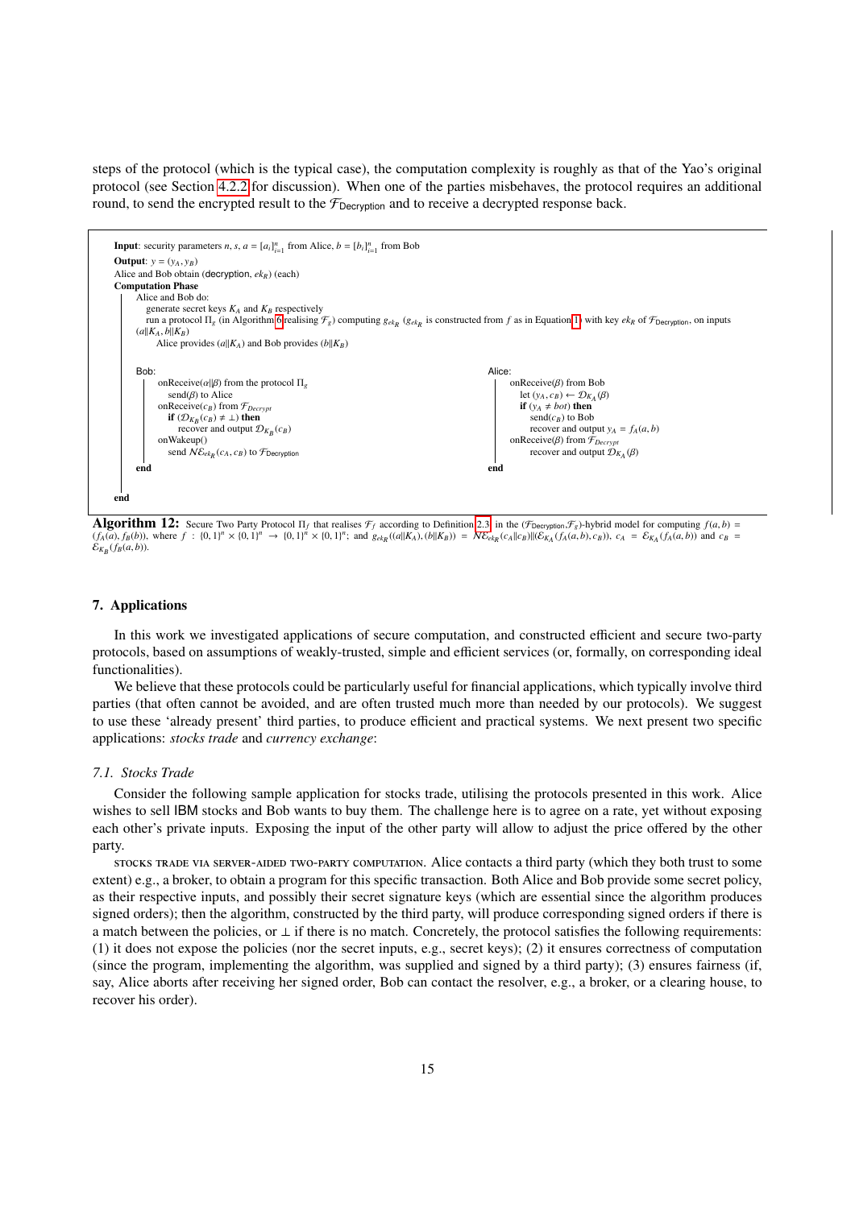steps of the protocol (which is the typical case), the computation complexity is roughly as that of the Yao's original protocol (see Section 4.2.2 for discussion). When one of the parties misbehaves, the protocol requires an additional round, to send the encrypted result to the $\mathcal{F}_{\text{Decryption}}$ and to receive a decrypted response back.

```
Input: security parameters n, s, a = [a_i]_{i=1}^n from Alice, b = [b_i]_{i=1}^n from Bob
Output: y = (y_A, y_B)
Alice and Bob obtain (decryption, ek_R) (each)
Computation Phase
    Alice and Bob do:
        generate secret keys K_A and K_B respectively
        run a protocol Π_g (in Algorithm 6 realising F_g) computing g_{ek_R} (g_{ek_R} is constructed from f as in Equation 1) with key ek_R of F_Decryption, on inputs
    (a||K_A, b||K_B)
            Alice provides (a||K_A) and Bob provides (b||K_B)

    Bob:
        onReceive(α||β) from the protocol Π_g
            send(β) to Alice
        onReceive(c_B) from F_Decrypt
            if (D_{K_B}(c_B) ≠ ⊥) then
                recover and output D_{K_B}(c_B)
        onWakeup()
            send NE_{ek_R}(c_A, c_B) to F_Decryption
    end

    Alice:
        onReceive(β) from Bob
            let (y_A, c_B) ← D_{K_A}(β)
            if (y_A ≠ bot) then
                send(c_B) to Bob
                recover and output y_A = f_A(a, b)
        onReceive(β) from F_Decrypt
                recover and output D_{K_A}(β)
    end
end
```

**Algorithm 12:** Secure Two Party Protocol $\Pi_f$ that realises $\mathcal{F}_f$ according to Definition 2.3 in the ($\mathcal{F}_{\text{Decryption}}$,$\mathcal{F}_g$)-hybrid model for computing $f(a, b) = (f_A(a), f_B(b))$, where $f : \{0,1\}^n \times \{0,1\}^n \rightarrow \{0,1\}^n \times \{0,1\}^n$; and $g_{ek_R}((a\|K_A), (b\|K_B)) = \mathcal{NE}_{ek_R}(c_A\|c_B)\|(\mathcal{E}_{K_A}(f_A(a,b), c_B))$, $c_A = \mathcal{E}_{K_A}(f_A(a,b))$ and $c_B = \mathcal{E}_{K_B}(f_B(a,b))$.

## 7. Applications

In this work we investigated applications of secure computation, and constructed efficient and secure two-party protocols, based on assumptions of weakly-trusted, simple and efficient services (or, formally, on corresponding ideal functionalities).

We believe that these protocols could be particularly useful for financial applications, which typically involve third parties (that often cannot be avoided, and are often trusted much more than needed by our protocols). We suggest to use these 'already present' third parties, to produce efficient and practical systems. We next present two specific applications: *stocks trade* and *currency exchange*:

### *7.1. Stocks Trade*

Consider the following sample application for stocks trade, utilising the protocols presented in this work. Alice wishes to sell IBM stocks and Bob wants to buy them. The challenge here is to agree on a rate, yet without exposing each other's private inputs. Exposing the input of the other party will allow to adjust the price offered by the other party.

STOCKS TRADE VIA SERVER-AIDED TWO-PARTY COMPUTATION. Alice contacts a third party (which they both trust to some extent) e.g., a broker, to obtain a program for this specific transaction. Both Alice and Bob provide some secret policy, as their respective inputs, and possibly their secret signature keys (which are essential since the algorithm produces signed orders); then the algorithm, constructed by the third party, will produce corresponding signed orders if there is a match between the policies, or $\perp$ if there is no match. Concretely, the protocol satisfies the following requirements: (1) it does not expose the policies (nor the secret inputs, e.g., secret keys); (2) it ensures correctness of computation (since the program, implementing the algorithm, was supplied and signed by a third party); (3) ensures fairness (if, say, Alice aborts after receiving her signed order, Bob can contact the resolver, e.g., a broker, or a clearing house, to recover his order).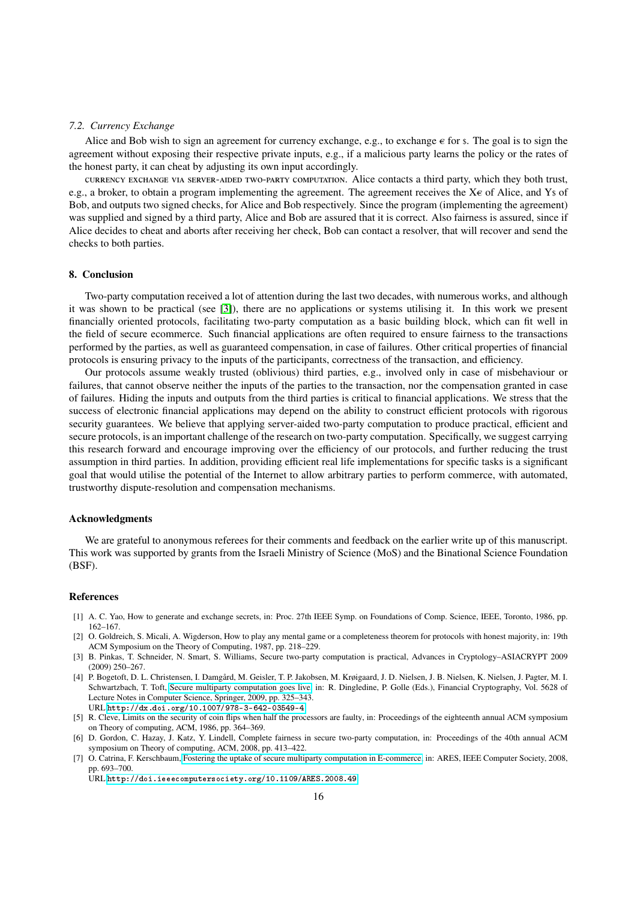### *7.2. Currency Exchange*

Alice and Bob wish to sign an agreement for currency exchange, e.g., to exchange € for $. The goal is to sign the agreement without exposing their respective private inputs, e.g., if a malicious party learns the policy or the rates of the honest party, it can cheat by adjusting its own input accordingly.

CURRENCY EXCHANGE VIA SERVER-AIDED TWO-PARTY COMPUTATION. Alice contacts a third party, which they both trust, e.g., a broker, to obtain a program implementing the agreement. The agreement receives the X€ of Alice, and Y$ of Bob, and outputs two signed checks, for Alice and Bob respectively. Since the program (implementing the agreement) was supplied and signed by a third party, Alice and Bob are assured that it is correct. Also fairness is assured, since if Alice decides to cheat and aborts after receiving her check, Bob can contact a resolver, that will recover and send the checks to both parties.

## 8. Conclusion

Two-party computation received a lot of attention during the last two decades, with numerous works, and although it was shown to be practical (see [3]), there are no applications or systems utilising it. In this work we present financially oriented protocols, facilitating two-party computation as a basic building block, which can fit well in the field of secure ecommerce. Such financial applications are often required to ensure fairness to the transactions performed by the parties, as well as guaranteed compensation, in case of failures. Other critical properties of financial protocols is ensuring privacy to the inputs of the participants, correctness of the transaction, and efficiency.

Our protocols assume weakly trusted (oblivious) third parties, e.g., involved only in case of misbehaviour or failures, that cannot observe neither the inputs of the parties to the transaction, nor the compensation granted in case of failures. Hiding the inputs and outputs from the third parties is critical to financial applications. We stress that the success of electronic financial applications may depend on the ability to construct efficient protocols with rigorous security guarantees. We believe that applying server-aided two-party computation to produce practical, efficient and secure protocols, is an important challenge of the research on two-party computation. Specifically, we suggest carrying this research forward and encourage improving over the efficiency of our protocols, and further reducing the trust assumption in third parties. In addition, providing efficient real life implementations for specific tasks is a significant goal that would utilise the potential of the Internet to allow arbitrary parties to perform commerce, with automated, trustworthy dispute-resolution and compensation mechanisms.

## Acknowledgments

We are grateful to anonymous referees for their comments and feedback on the earlier write up of this manuscript. This work was supported by grants from the Israeli Ministry of Science (MoS) and the Binational Science Foundation (BSF).

## References

[1] A. C. Yao, How to generate and exchange secrets, in: Proc. 27th IEEE Symp. on Foundations of Comp. Science, IEEE, Toronto, 1986, pp. 162–167.

[2] O. Goldreich, S. Micali, A. Wigderson, How to play any mental game or a completeness theorem for protocols with honest majority, in: 19th ACM Symposium on the Theory of Computing, 1987, pp. 218–229.

[3] B. Pinkas, T. Schneider, N. Smart, S. Williams, Secure two-party computation is practical, Advances in Cryptology–ASIACRYPT 2009 (2009) 250–267.

[4] P. Bogetoft, D. L. Christensen, I. Damgård, M. Geisler, T. P. Jakobsen, M. Krøigaard, J. D. Nielsen, J. B. Nielsen, K. Nielsen, J. Pagter, M. I. Schwartzbach, T. Toft, Secure multiparty computation goes live, in: R. Dingledine, P. Golle (Eds.), Financial Cryptography, Vol. 5628 of Lecture Notes in Computer Science, Springer, 2009, pp. 325–343.
URL http://dx.doi.org/10.1007/978-3-642-03549-4

[5] R. Cleve, Limits on the security of coin flips when half the processors are faulty, in: Proceedings of the eighteenth annual ACM symposium on Theory of computing, ACM, 1986, pp. 364–369.

[6] D. Gordon, C. Hazay, J. Katz, Y. Lindell, Complete fairness in secure two-party computation, in: Proceedings of the 40th annual ACM symposium on Theory of computing, ACM, 2008, pp. 413–422.

[7] O. Catrina, F. Kerschbaum, Fostering the uptake of secure multiparty computation in E-commerce, in: ARES, IEEE Computer Society, 2008, pp. 693–700.
URL http://doi.ieeecomputersociety.org/10.1109/ARES.2008.49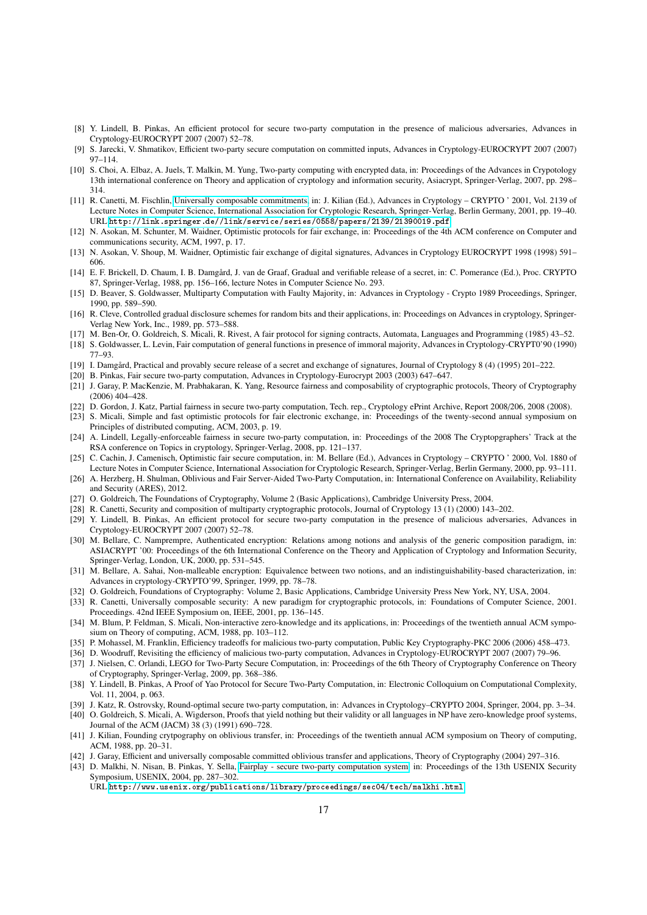[8] Y. Lindell, B. Pinkas, An efficient protocol for secure two-party computation in the presence of malicious adversaries, Advances in Cryptology-EUROCRYPT 2007 (2007) 52–78.

[9] S. Jarecki, V. Shmatikov, Efficient two-party secure computation on committed inputs, Advances in Cryptology-EUROCRYPT 2007 (2007) 97–114.

[10] S. Choi, A. Elbaz, A. Juels, T. Malkin, M. Yung, Two-party computing with encrypted data, in: Proceedings of the Advances in Crypotology 13th international conference on Theory and application of cryptology and information security, Asiacrypt, Springer-Verlag, 2007, pp. 298–314.

[11] R. Canetti, M. Fischlin, Universally composable commitments, in: J. Kilian (Ed.), Advances in Cryptology – CRYPTO ' 2001, Vol. 2139 of Lecture Notes in Computer Science, International Association for Cryptologic Research, Springer-Verlag, Berlin Germany, 2001, pp. 19–40. URL `http://link.springer.de//link/service/series/0558/papers/2139/21390019.pdf`

[12] N. Asokan, M. Schunter, M. Waidner, Optimistic protocols for fair exchange, in: Proceedings of the 4th ACM conference on Computer and communications security, ACM, 1997, p. 17.

[13] N. Asokan, V. Shoup, M. Waidner, Optimistic fair exchange of digital signatures, Advances in Cryptology EUROCRYPT 1998 (1998) 591–606.

[14] E. F. Brickell, D. Chaum, I. B. Damgård, J. van de Graaf, Gradual and verifiable release of a secret, in: C. Pomerance (Ed.), Proc. CRYPTO 87, Springer-Verlag, 1988, pp. 156–166, lecture Notes in Computer Science No. 293.

[15] D. Beaver, S. Goldwasser, Multiparty Computation with Faulty Majority, in: Advances in Cryptology - Crypto 1989 Proceedings, Springer, 1990, pp. 589–590.

[16] R. Cleve, Controlled gradual disclosure schemes for random bits and their applications, in: Proceedings on Advances in cryptology, Springer-Verlag New York, Inc., 1989, pp. 573–588.

[17] M. Ben-Or, O. Goldreich, S. Micali, R. Rivest, A fair protocol for signing contracts, Automata, Languages and Programming (1985) 43–52.

[18] S. Goldwasser, L. Levin, Fair computation of general functions in presence of immoral majority, Advances in Cryptology-CRYPT0'90 (1990) 77–93.

[19] I. Damgård, Practical and provably secure release of a secret and exchange of signatures, Journal of Cryptology 8 (4) (1995) 201–222.

[20] B. Pinkas, Fair secure two-party computation, Advances in Cryptology-Eurocrypt 2003 (2003) 647–647.

[21] J. Garay, P. MacKenzie, M. Prabhakaran, K. Yang, Resource fairness and composability of cryptographic protocols, Theory of Cryptography (2006) 404–428.

[22] D. Gordon, J. Katz, Partial fairness in secure two-party computation, Tech. rep., Cryptology ePrint Archive, Report 2008/206, 2008 (2008).

[23] S. Micali, Simple and fast optimistic protocols for fair electronic exchange, in: Proceedings of the twenty-second annual symposium on Principles of distributed computing, ACM, 2003, p. 19.

[24] A. Lindell, Legally-enforceable fairness in secure two-party computation, in: Proceedings of the 2008 The Cryptopgraphers' Track at the RSA conference on Topics in cryptology, Springer-Verlag, 2008, pp. 121–137.

[25] C. Cachin, J. Camenisch, Optimistic fair secure computation, in: M. Bellare (Ed.), Advances in Cryptology – CRYPTO ' 2000, Vol. 1880 of Lecture Notes in Computer Science, International Association for Cryptologic Research, Springer-Verlag, Berlin Germany, 2000, pp. 93–111.

[26] A. Herzberg, H. Shulman, Oblivious and Fair Server-Aided Two-Party Computation, in: International Conference on Availability, Reliability and Security (ARES), 2012.

[27] O. Goldreich, The Foundations of Cryptography, Volume 2 (Basic Applications), Cambridge University Press, 2004.

[28] R. Canetti, Security and composition of multiparty cryptographic protocols, Journal of Cryptology 13 (1) (2000) 143–202.

[29] Y. Lindell, B. Pinkas, An efficient protocol for secure two-party computation in the presence of malicious adversaries, Advances in Cryptology-EUROCRYPT 2007 (2007) 52–78.

[30] M. Bellare, C. Namprempre, Authenticated encryption: Relations among notions and analysis of the generic composition paradigm, in: ASIACRYPT '00: Proceedings of the 6th International Conference on the Theory and Application of Cryptology and Information Security, Springer-Verlag, London, UK, 2000, pp. 531–545.

[31] M. Bellare, A. Sahai, Non-malleable encryption: Equivalence between two notions, and an indistinguishability-based characterization, in: Advances in cryptology-CRYPTO'99, Springer, 1999, pp. 78–78.

[32] O. Goldreich, Foundations of Cryptography: Volume 2, Basic Applications, Cambridge University Press New York, NY, USA, 2004.

[33] R. Canetti, Universally composable security: A new paradigm for cryptographic protocols, in: Foundations of Computer Science, 2001. Proceedings. 42nd IEEE Symposium on, IEEE, 2001, pp. 136–145.

[34] M. Blum, P. Feldman, S. Micali, Non-interactive zero-knowledge and its applications, in: Proceedings of the twentieth annual ACM symposium on Theory of computing, ACM, 1988, pp. 103–112.

[35] P. Mohassel, M. Franklin, Efficiency tradeoffs for malicious two-party computation, Public Key Cryptography-PKC 2006 (2006) 458–473.

[36] D. Woodruff, Revisiting the efficiency of malicious two-party computation, Advances in Cryptology-EUROCRYPT 2007 (2007) 79–96.

[37] J. Nielsen, C. Orlandi, LEGO for Two-Party Secure Computation, in: Proceedings of the 6th Theory of Cryptography Conference on Theory of Cryptography, Springer-Verlag, 2009, pp. 368–386.

[38] Y. Lindell, B. Pinkas, A Proof of Yao Protocol for Secure Two-Party Computation, in: Electronic Colloquium on Computational Complexity, Vol. 11, 2004, p. 063.

[39] J. Katz, R. Ostrovsky, Round-optimal secure two-party computation, in: Advances in Cryptology–CRYPTO 2004, Springer, 2004, pp. 3–34.

[40] O. Goldreich, S. Micali, A. Wigderson, Proofs that yield nothing but their validity or all languages in NP have zero-knowledge proof systems, Journal of the ACM (JACM) 38 (3) (1991) 690–728.

[41] J. Kilian, Founding crytpography on oblivious transfer, in: Proceedings of the twentieth annual ACM symposium on Theory of computing, ACM, 1988, pp. 20–31.

[42] J. Garay, Efficient and universally composable committed oblivious transfer and applications, Theory of Cryptography (2004) 297–316.

[43] D. Malkhi, N. Nisan, B. Pinkas, Y. Sella, Fairplay - secure two-party computation system, in: Proceedings of the 13th USENIX Security Symposium, USENIX, 2004, pp. 287–302.
URL `http://www.usenix.org/publications/library/proceedings/sec04/tech/malkhi.html`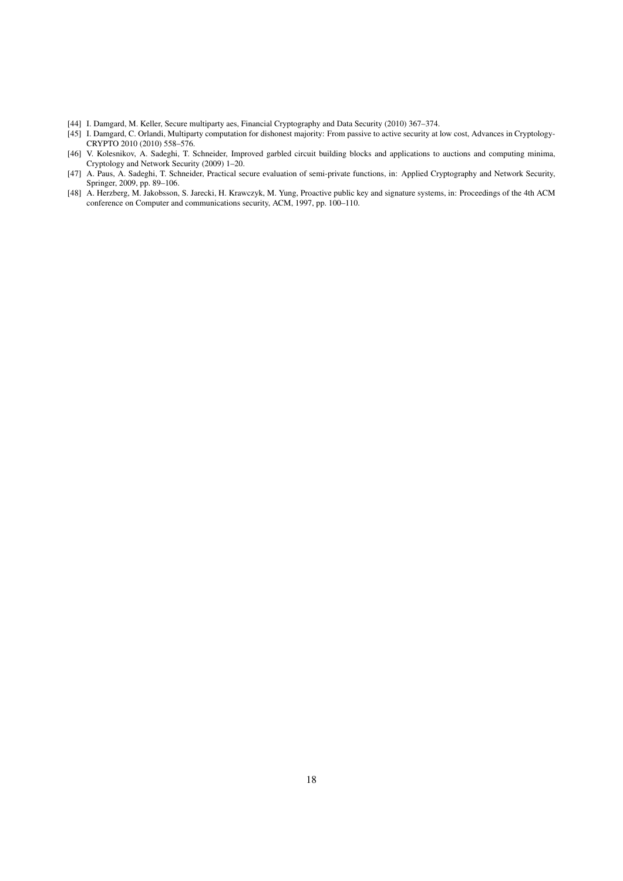[44] I. Damgard, M. Keller, Secure multiparty aes, Financial Cryptography and Data Security (2010) 367–374.

[45] I. Damgard, C. Orlandi, Multiparty computation for dishonest majority: From passive to active security at low cost, Advances in Cryptology-CRYPTO 2010 (2010) 558–576.

[46] V. Kolesnikov, A. Sadeghi, T. Schneider, Improved garbled circuit building blocks and applications to auctions and computing minima, Cryptology and Network Security (2009) 1–20.

[47] A. Paus, A. Sadeghi, T. Schneider, Practical secure evaluation of semi-private functions, in: Applied Cryptography and Network Security, Springer, 2009, pp. 89–106.

[48] A. Herzberg, M. Jakobsson, S. Jarecki, H. Krawczyk, M. Yung, Proactive public key and signature systems, in: Proceedings of the 4th ACM conference on Computer and communications security, ACM, 1997, pp. 100–110.